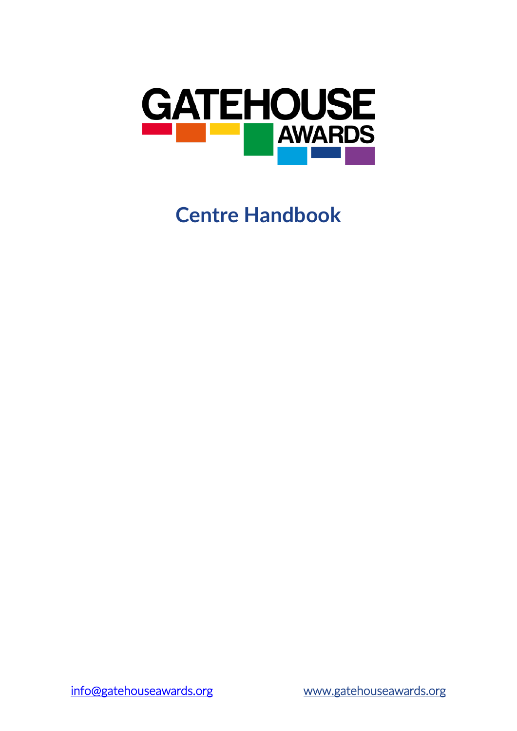GATEHOUSE AWARDS

# Centre Handbook

info@gatehouseawards.org www.gatehouseawards.org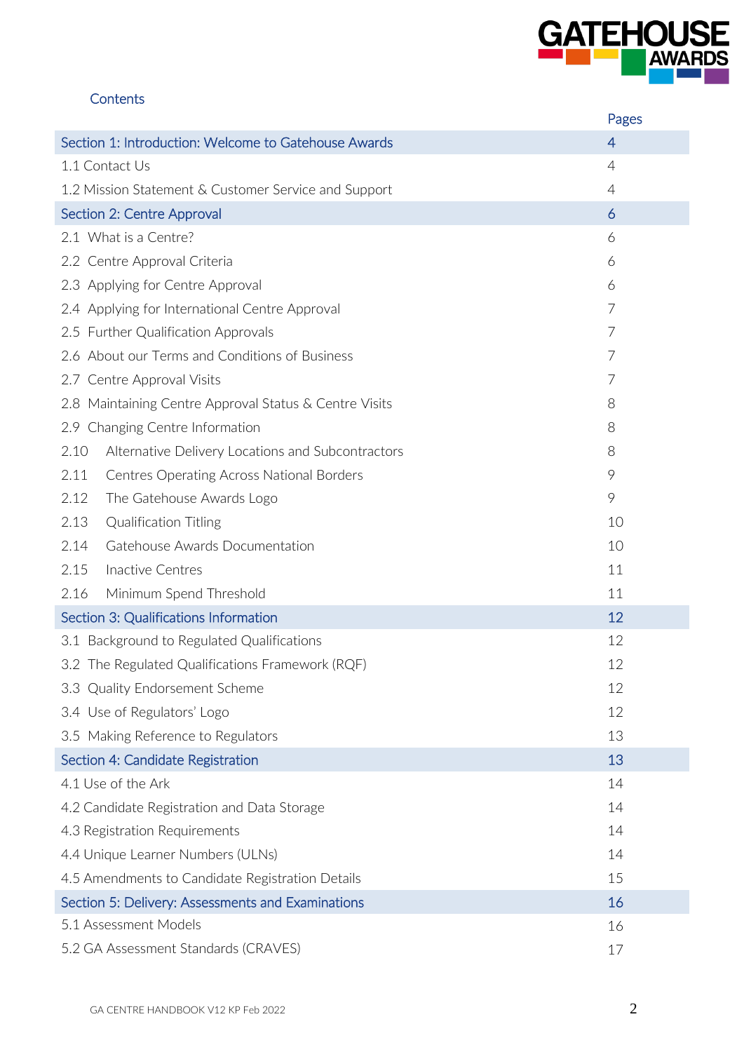## Contents

| | Pages |
|---|---|
| **Section 1: Introduction: Welcome to Gatehouse Awards** | **4** |
| 1.1 Contact Us | 4 |
| 1.2 Mission Statement & Customer Service and Support | 4 |
| **Section 2: Centre Approval** | **6** |
| 2.1 What is a Centre? | 6 |
| 2.2 Centre Approval Criteria | 6 |
| 2.3 Applying for Centre Approval | 6 |
| 2.4 Applying for International Centre Approval | 7 |
| 2.5 Further Qualification Approvals | 7 |
| 2.6 About our Terms and Conditions of Business | 7 |
| 2.7 Centre Approval Visits | 7 |
| 2.8 Maintaining Centre Approval Status & Centre Visits | 8 |
| 2.9 Changing Centre Information | 8 |
| 2.10 Alternative Delivery Locations and Subcontractors | 8 |
| 2.11 Centres Operating Across National Borders | 9 |
| 2.12 The Gatehouse Awards Logo | 9 |
| 2.13 Qualification Titling | 10 |
| 2.14 Gatehouse Awards Documentation | 10 |
| 2.15 Inactive Centres | 11 |
| 2.16 Minimum Spend Threshold | 11 |
| **Section 3: Qualifications Information** | **12** |
| 3.1 Background to Regulated Qualifications | 12 |
| 3.2 The Regulated Qualifications Framework (RQF) | 12 |
| 3.3 Quality Endorsement Scheme | 12 |
| 3.4 Use of Regulators' Logo | 12 |
| 3.5 Making Reference to Regulators | 13 |
| **Section 4: Candidate Registration** | **13** |
| 4.1 Use of the Ark | 14 |
| 4.2 Candidate Registration and Data Storage | 14 |
| 4.3 Registration Requirements | 14 |
| 4.4 Unique Learner Numbers (ULNs) | 14 |
| 4.5 Amendments to Candidate Registration Details | 15 |
| **Section 5: Delivery: Assessments and Examinations** | **16** |
| 5.1 Assessment Models | 16 |
| 5.2 GA Assessment Standards (CRAVES) | 17 |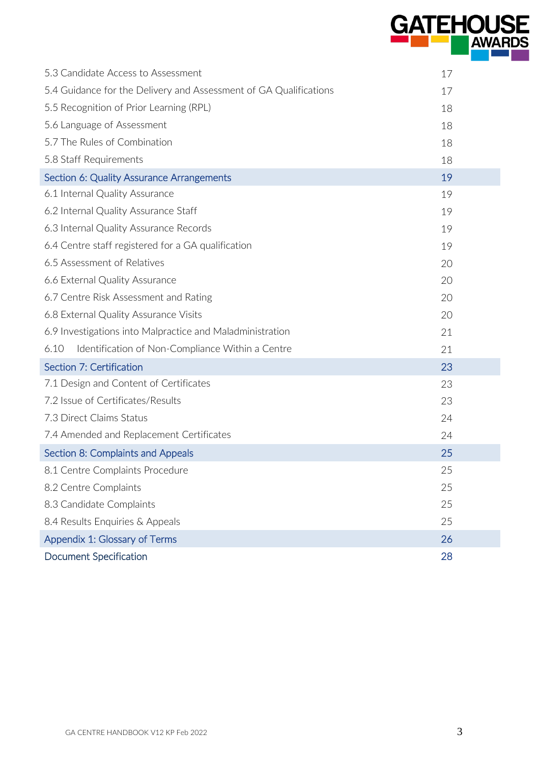| | |
|---|---|
| 5.3 Candidate Access to Assessment | 17 |
| 5.4 Guidance for the Delivery and Assessment of GA Qualifications | 17 |
| 5.5 Recognition of Prior Learning (RPL) | 18 |
| 5.6 Language of Assessment | 18 |
| 5.7 The Rules of Combination | 18 |
| 5.8 Staff Requirements | 18 |
| Section 6: Quality Assurance Arrangements | 19 |
| 6.1 Internal Quality Assurance | 19 |
| 6.2 Internal Quality Assurance Staff | 19 |
| 6.3 Internal Quality Assurance Records | 19 |
| 6.4 Centre staff registered for a GA qualification | 19 |
| 6.5 Assessment of Relatives | 20 |
| 6.6 External Quality Assurance | 20 |
| 6.7 Centre Risk Assessment and Rating | 20 |
| 6.8 External Quality Assurance Visits | 20 |
| 6.9 Investigations into Malpractice and Maladministration | 21 |
| 6.10 Identification of Non-Compliance Within a Centre | 21 |
| Section 7: Certification | 23 |
| 7.1 Design and Content of Certificates | 23 |
| 7.2 Issue of Certificates/Results | 23 |
| 7.3 Direct Claims Status | 24 |
| 7.4 Amended and Replacement Certificates | 24 |
| Section 8: Complaints and Appeals | 25 |
| 8.1 Centre Complaints Procedure | 25 |
| 8.2 Centre Complaints | 25 |
| 8.3 Candidate Complaints | 25 |
| 8.4 Results Enquiries & Appeals | 25 |
| Appendix 1: Glossary of Terms | 26 |
| Document Specification | 28 |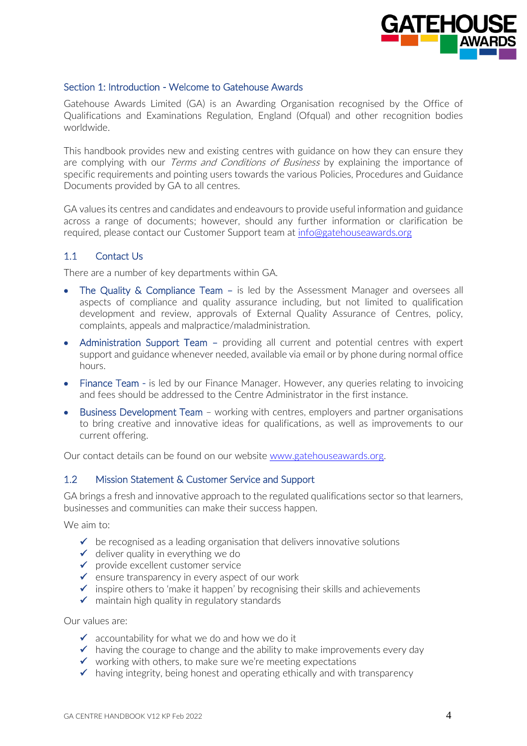## Section 1: Introduction - Welcome to Gatehouse Awards

Gatehouse Awards Limited (GA) is an Awarding Organisation recognised by the Office of Qualifications and Examinations Regulation, England (Ofqual) and other recognition bodies worldwide.

This handbook provides new and existing centres with guidance on how they can ensure they are complying with our *Terms and Conditions of Business* by explaining the importance of specific requirements and pointing users towards the various Policies, Procedures and Guidance Documents provided by GA to all centres.

GA values its centres and candidates and endeavours to provide useful information and guidance across a range of documents; however, should any further information or clarification be required, please contact our Customer Support team at info@gatehouseawards.org

### 1.1 Contact Us

There are a number of key departments within GA.

- The Quality & Compliance Team – is led by the Assessment Manager and oversees all aspects of compliance and quality assurance including, but not limited to qualification development and review, approvals of External Quality Assurance of Centres, policy, complaints, appeals and malpractice/maladministration.
- Administration Support Team – providing all current and potential centres with expert support and guidance whenever needed, available via email or by phone during normal office hours.
- Finance Team - is led by our Finance Manager. However, any queries relating to invoicing and fees should be addressed to the Centre Administrator in the first instance.
- Business Development Team – working with centres, employers and partner organisations to bring creative and innovative ideas for qualifications, as well as improvements to our current offering.

Our contact details can be found on our website www.gatehouseawards.org.

### 1.2 Mission Statement & Customer Service and Support

GA brings a fresh and innovative approach to the regulated qualifications sector so that learners, businesses and communities can make their success happen.

We aim to:

- ✓ be recognised as a leading organisation that delivers innovative solutions
- ✓ deliver quality in everything we do
- ✓ provide excellent customer service
- ✓ ensure transparency in every aspect of our work
- ✓ inspire others to 'make it happen' by recognising their skills and achievements
- ✓ maintain high quality in regulatory standards

Our values are:

- ✓ accountability for what we do and how we do it
- ✓ having the courage to change and the ability to make improvements every day
- ✓ working with others, to make sure we're meeting expectations
- ✓ having integrity, being honest and operating ethically and with transparency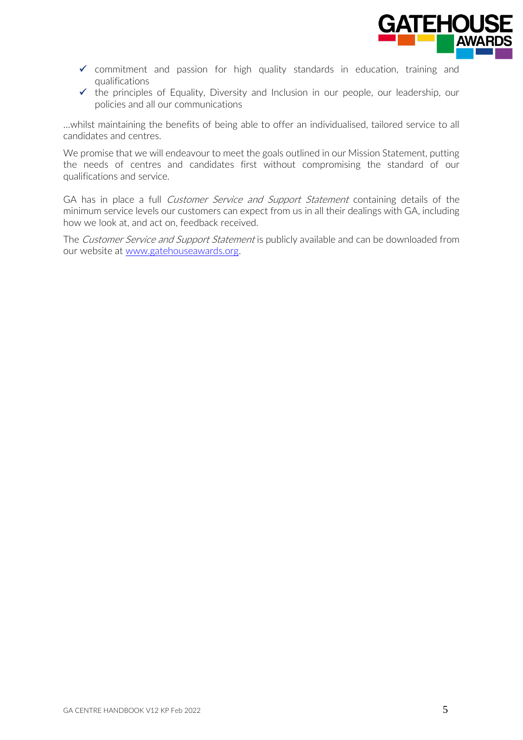- ✓ commitment and passion for high quality standards in education, training and qualifications
- ✓ the principles of Equality, Diversity and Inclusion in our people, our leadership, our policies and all our communications

...whilst maintaining the benefits of being able to offer an individualised, tailored service to all candidates and centres.

We promise that we will endeavour to meet the goals outlined in our Mission Statement, putting the needs of centres and candidates first without compromising the standard of our qualifications and service.

GA has in place a full *Customer Service and Support Statement* containing details of the minimum service levels our customers can expect from us in all their dealings with GA, including how we look at, and act on, feedback received.

The *Customer Service and Support Statement* is publicly available and can be downloaded from our website at [www.gatehouseawards.org](http://www.gatehouseawards.org).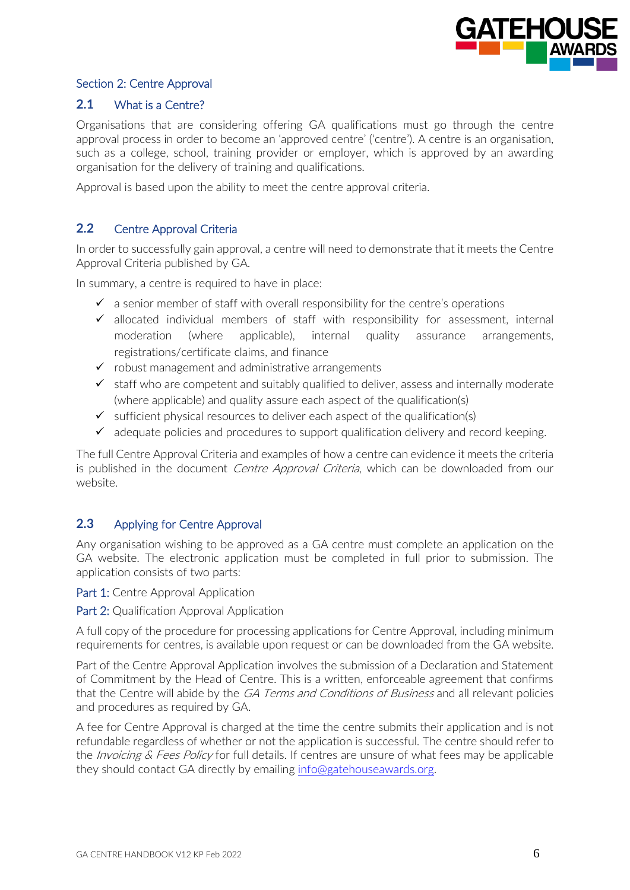## Section 2: Centre Approval

### 2.1 What is a Centre?

Organisations that are considering offering GA qualifications must go through the centre approval process in order to become an 'approved centre' ('centre'). A centre is an organisation, such as a college, school, training provider or employer, which is approved by an awarding organisation for the delivery of training and qualifications.

Approval is based upon the ability to meet the centre approval criteria.

### 2.2 Centre Approval Criteria

In order to successfully gain approval, a centre will need to demonstrate that it meets the Centre Approval Criteria published by GA.

In summary, a centre is required to have in place:

- ✓ a senior member of staff with overall responsibility for the centre's operations
- ✓ allocated individual members of staff with responsibility for assessment, internal moderation (where applicable), internal quality assurance arrangements, registrations/certificate claims, and finance
- ✓ robust management and administrative arrangements
- ✓ staff who are competent and suitably qualified to deliver, assess and internally moderate (where applicable) and quality assure each aspect of the qualification(s)
- ✓ sufficient physical resources to deliver each aspect of the qualification(s)
- ✓ adequate policies and procedures to support qualification delivery and record keeping.

The full Centre Approval Criteria and examples of how a centre can evidence it meets the criteria is published in the document *Centre Approval Criteria*, which can be downloaded from our website.

### 2.3 Applying for Centre Approval

Any organisation wishing to be approved as a GA centre must complete an application on the GA website. The electronic application must be completed in full prior to submission. The application consists of two parts:

Part 1: Centre Approval Application

Part 2: Qualification Approval Application

A full copy of the procedure for processing applications for Centre Approval, including minimum requirements for centres, is available upon request or can be downloaded from the GA website.

Part of the Centre Approval Application involves the submission of a Declaration and Statement of Commitment by the Head of Centre. This is a written, enforceable agreement that confirms that the Centre will abide by the *GA Terms and Conditions of Business* and all relevant policies and procedures as required by GA.

A fee for Centre Approval is charged at the time the centre submits their application and is not refundable regardless of whether or not the application is successful. The centre should refer to the *Invoicing & Fees Policy* for full details. If centres are unsure of what fees may be applicable they should contact GA directly by emailing info@gatehouseawards.org.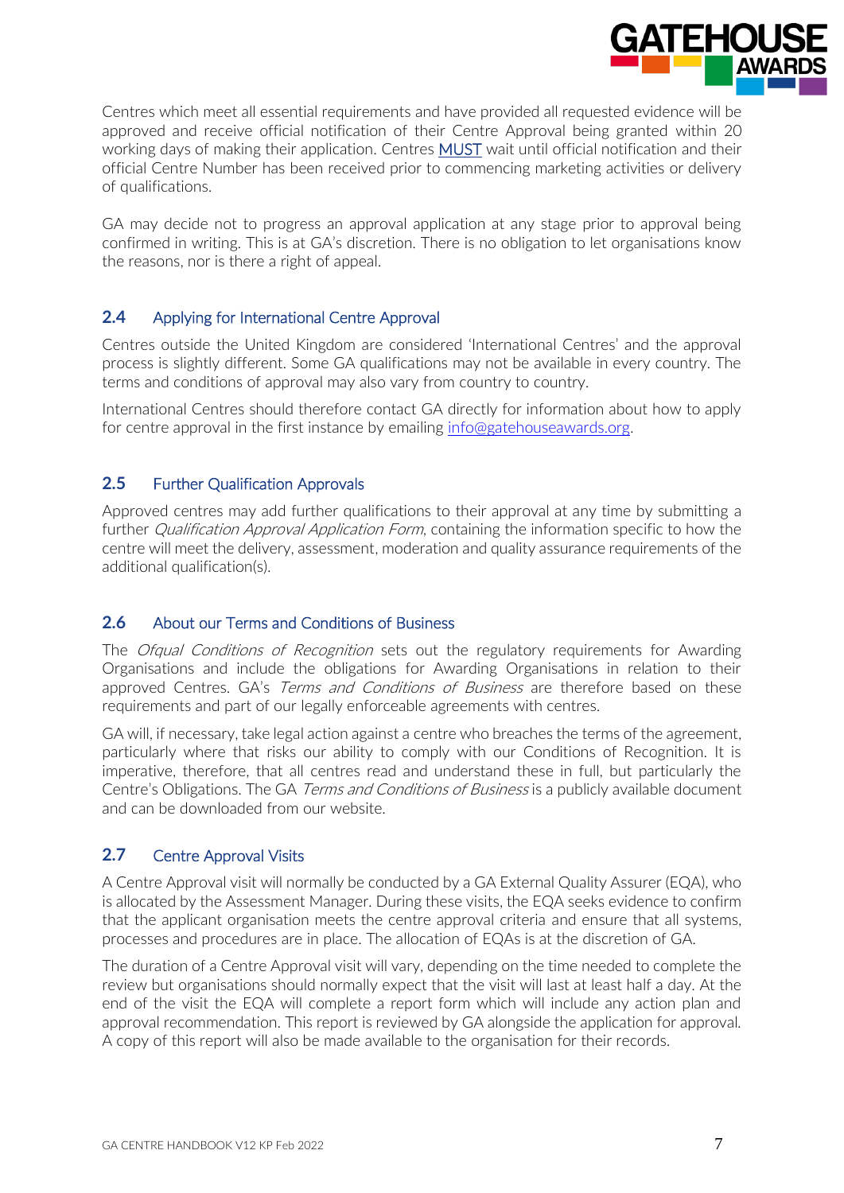Centres which meet all essential requirements and have provided all requested evidence will be approved and receive official notification of their Centre Approval being granted within 20 working days of making their application. Centres MUST wait until official notification and their official Centre Number has been received prior to commencing marketing activities or delivery of qualifications.

GA may decide not to progress an approval application at any stage prior to approval being confirmed in writing. This is at GA's discretion. There is no obligation to let organisations know the reasons, nor is there a right of appeal.

## 2.4 Applying for International Centre Approval

Centres outside the United Kingdom are considered 'International Centres' and the approval process is slightly different. Some GA qualifications may not be available in every country. The terms and conditions of approval may also vary from country to country.

International Centres should therefore contact GA directly for information about how to apply for centre approval in the first instance by emailing info@gatehouseawards.org.

## 2.5 Further Qualification Approvals

Approved centres may add further qualifications to their approval at any time by submitting a further *Qualification Approval Application Form*, containing the information specific to how the centre will meet the delivery, assessment, moderation and quality assurance requirements of the additional qualification(s).

## 2.6 About our Terms and Conditions of Business

The *Ofqual Conditions of Recognition* sets out the regulatory requirements for Awarding Organisations and include the obligations for Awarding Organisations in relation to their approved Centres. GA's *Terms and Conditions of Business* are therefore based on these requirements and part of our legally enforceable agreements with centres.

GA will, if necessary, take legal action against a centre who breaches the terms of the agreement, particularly where that risks our ability to comply with our Conditions of Recognition. It is imperative, therefore, that all centres read and understand these in full, but particularly the Centre's Obligations. The GA *Terms and Conditions of Business* is a publicly available document and can be downloaded from our website.

## 2.7 Centre Approval Visits

A Centre Approval visit will normally be conducted by a GA External Quality Assurer (EQA), who is allocated by the Assessment Manager. During these visits, the EQA seeks evidence to confirm that the applicant organisation meets the centre approval criteria and ensure that all systems, processes and procedures are in place. The allocation of EQAs is at the discretion of GA.

The duration of a Centre Approval visit will vary, depending on the time needed to complete the review but organisations should normally expect that the visit will last at least half a day. At the end of the visit the EQA will complete a report form which will include any action plan and approval recommendation. This report is reviewed by GA alongside the application for approval. A copy of this report will also be made available to the organisation for their records.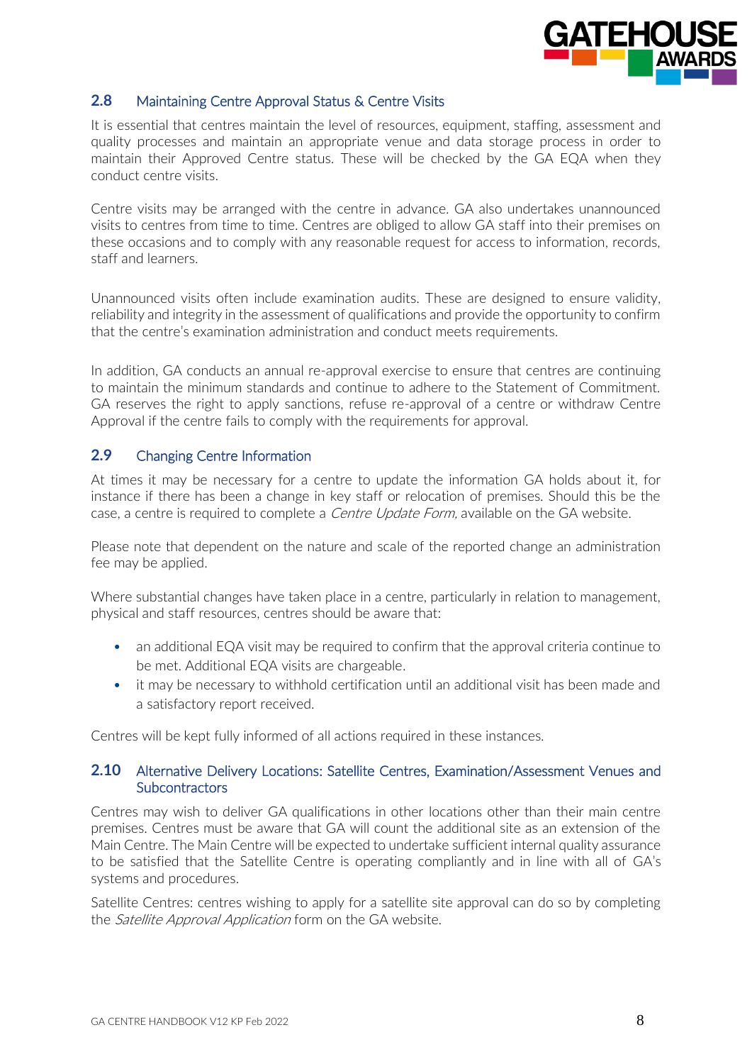## 2.8 Maintaining Centre Approval Status & Centre Visits

It is essential that centres maintain the level of resources, equipment, staffing, assessment and quality processes and maintain an appropriate venue and data storage process in order to maintain their Approved Centre status. These will be checked by the GA EQA when they conduct centre visits.

Centre visits may be arranged with the centre in advance. GA also undertakes unannounced visits to centres from time to time. Centres are obliged to allow GA staff into their premises on these occasions and to comply with any reasonable request for access to information, records, staff and learners.

Unannounced visits often include examination audits. These are designed to ensure validity, reliability and integrity in the assessment of qualifications and provide the opportunity to confirm that the centre's examination administration and conduct meets requirements.

In addition, GA conducts an annual re-approval exercise to ensure that centres are continuing to maintain the minimum standards and continue to adhere to the Statement of Commitment. GA reserves the right to apply sanctions, refuse re-approval of a centre or withdraw Centre Approval if the centre fails to comply with the requirements for approval.

## 2.9 Changing Centre Information

At times it may be necessary for a centre to update the information GA holds about it, for instance if there has been a change in key staff or relocation of premises. Should this be the case, a centre is required to complete a *Centre Update Form,* available on the GA website.

Please note that dependent on the nature and scale of the reported change an administration fee may be applied.

Where substantial changes have taken place in a centre, particularly in relation to management, physical and staff resources, centres should be aware that:

- an additional EQA visit may be required to confirm that the approval criteria continue to be met. Additional EQA visits are chargeable.
- it may be necessary to withhold certification until an additional visit has been made and a satisfactory report received.

Centres will be kept fully informed of all actions required in these instances.

## 2.10 Alternative Delivery Locations: Satellite Centres, Examination/Assessment Venues and Subcontractors

Centres may wish to deliver GA qualifications in other locations other than their main centre premises. Centres must be aware that GA will count the additional site as an extension of the Main Centre. The Main Centre will be expected to undertake sufficient internal quality assurance to be satisfied that the Satellite Centre is operating compliantly and in line with all of GA's systems and procedures.

Satellite Centres: centres wishing to apply for a satellite site approval can do so by completing the *Satellite Approval Application* form on the GA website.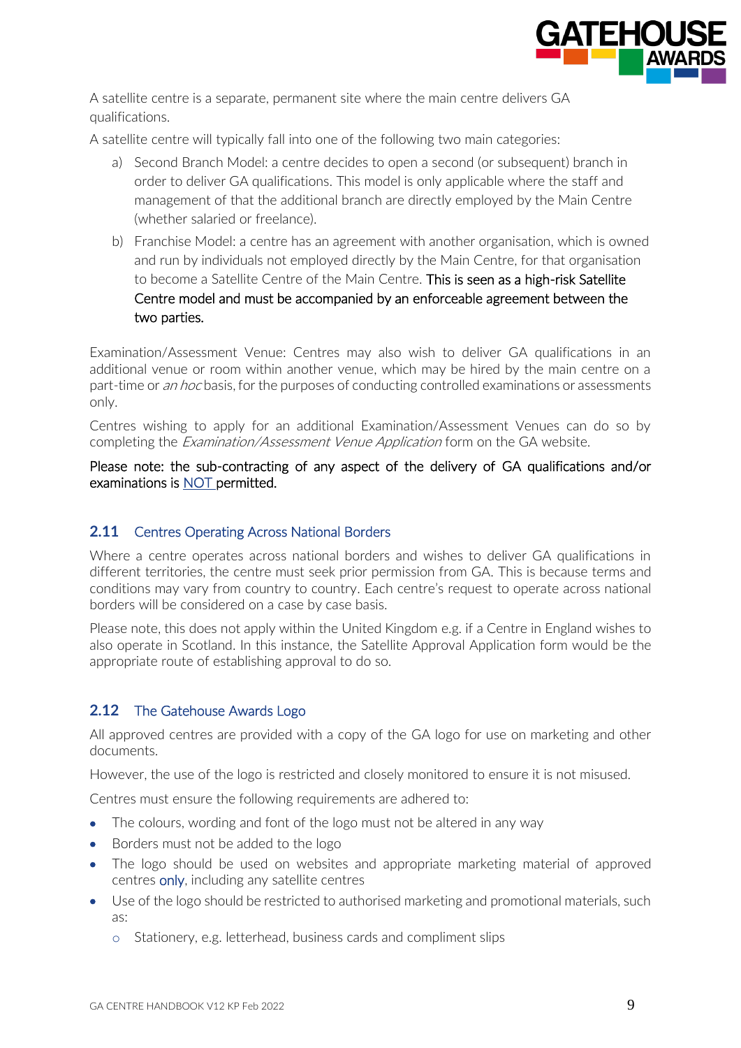A satellite centre is a separate, permanent site where the main centre delivers GA qualifications.

A satellite centre will typically fall into one of the following two main categories:

a) Second Branch Model: a centre decides to open a second (or subsequent) branch in order to deliver GA qualifications. This model is only applicable where the staff and management of that the additional branch are directly employed by the Main Centre (whether salaried or freelance).

b) Franchise Model: a centre has an agreement with another organisation, which is owned and run by individuals not employed directly by the Main Centre, for that organisation to become a Satellite Centre of the Main Centre. This is seen as a high-risk Satellite Centre model and must be accompanied by an enforceable agreement between the two parties.

Examination/Assessment Venue: Centres may also wish to deliver GA qualifications in an additional venue or room within another venue, which may be hired by the main centre on a part-time or *an hoc* basis, for the purposes of conducting controlled examinations or assessments only.

Centres wishing to apply for an additional Examination/Assessment Venues can do so by completing the *Examination/Assessment Venue Application* form on the GA website.

Please note: the sub-contracting of any aspect of the delivery of GA qualifications and/or examinations is NOT permitted.

## 2.11 Centres Operating Across National Borders

Where a centre operates across national borders and wishes to deliver GA qualifications in different territories, the centre must seek prior permission from GA. This is because terms and conditions may vary from country to country. Each centre's request to operate across national borders will be considered on a case by case basis.

Please note, this does not apply within the United Kingdom e.g. if a Centre in England wishes to also operate in Scotland. In this instance, the Satellite Approval Application form would be the appropriate route of establishing approval to do so.

## 2.12 The Gatehouse Awards Logo

All approved centres are provided with a copy of the GA logo for use on marketing and other documents.

However, the use of the logo is restricted and closely monitored to ensure it is not misused.

Centres must ensure the following requirements are adhered to:

- The colours, wording and font of the logo must not be altered in any way
- Borders must not be added to the logo
- The logo should be used on websites and appropriate marketing material of approved centres only, including any satellite centres
- Use of the logo should be restricted to authorised marketing and promotional materials, such as:
  - Stationery, e.g. letterhead, business cards and compliment slips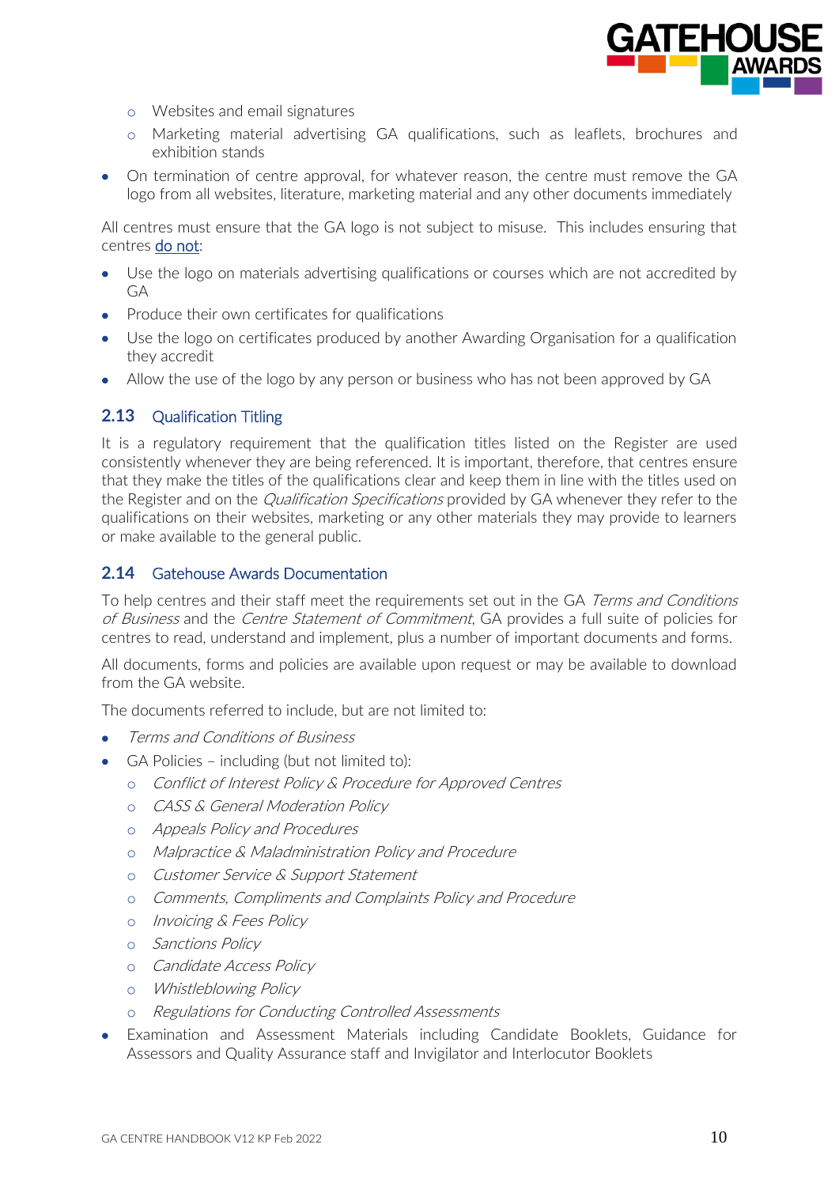- Websites and email signatures
  - Marketing material advertising GA qualifications, such as leaflets, brochures and exhibition stands
- On termination of centre approval, for whatever reason, the centre must remove the GA logo from all websites, literature, marketing material and any other documents immediately

All centres must ensure that the GA logo is not subject to misuse. This includes ensuring that centres <u>do not</u>:

- Use the logo on materials advertising qualifications or courses which are not accredited by GA
- Produce their own certificates for qualifications
- Use the logo on certificates produced by another Awarding Organisation for a qualification they accredit
- Allow the use of the logo by any person or business who has not been approved by GA

### 2.13 Qualification Titling

It is a regulatory requirement that the qualification titles listed on the Register are used consistently whenever they are being referenced. It is important, therefore, that centres ensure that they make the titles of the qualifications clear and keep them in line with the titles used on the Register and on the *Qualification Specifications* provided by GA whenever they refer to the qualifications on their websites, marketing or any other materials they may provide to learners or make available to the general public.

### 2.14 Gatehouse Awards Documentation

To help centres and their staff meet the requirements set out in the GA *Terms and Conditions of Business* and the *Centre Statement of Commitment*, GA provides a full suite of policies for centres to read, understand and implement, plus a number of important documents and forms.

All documents, forms and policies are available upon request or may be available to download from the GA website.

The documents referred to include, but are not limited to:

- *Terms and Conditions of Business*
- GA Policies – including (but not limited to):
  - *Conflict of Interest Policy & Procedure for Approved Centres*
  - *CASS & General Moderation Policy*
  - *Appeals Policy and Procedures*
  - *Malpractice & Maladministration Policy and Procedure*
  - *Customer Service & Support Statement*
  - *Comments, Compliments and Complaints Policy and Procedure*
  - *Invoicing & Fees Policy*
  - *Sanctions Policy*
  - *Candidate Access Policy*
  - *Whistleblowing Policy*
  - *Regulations for Conducting Controlled Assessments*
- Examination and Assessment Materials including Candidate Booklets, Guidance for Assessors and Quality Assurance staff and Invigilator and Interlocutor Booklets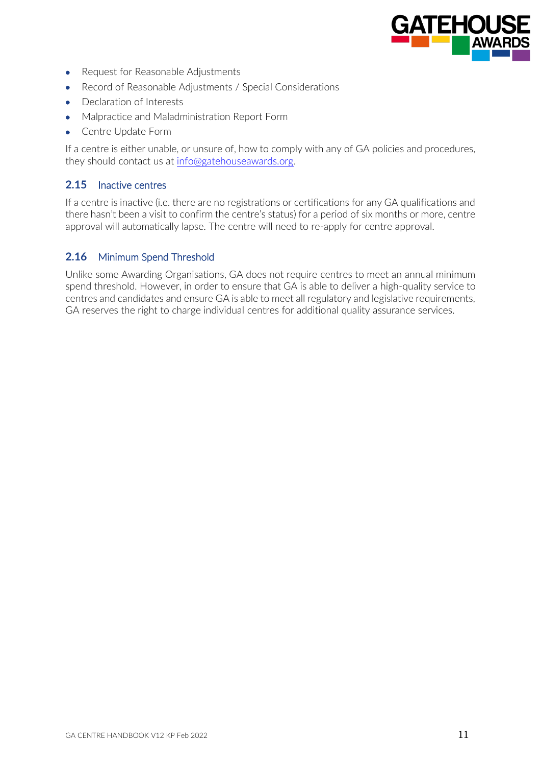- Request for Reasonable Adjustments
- Record of Reasonable Adjustments / Special Considerations
- Declaration of Interests
- Malpractice and Maladministration Report Form
- Centre Update Form

If a centre is either unable, or unsure of, how to comply with any of GA policies and procedures, they should contact us at info@gatehouseawards.org.

## 2.15 Inactive centres

If a centre is inactive (i.e. there are no registrations or certifications for any GA qualifications and there hasn't been a visit to confirm the centre's status) for a period of six months or more, centre approval will automatically lapse. The centre will need to re-apply for centre approval.

## 2.16 Minimum Spend Threshold

Unlike some Awarding Organisations, GA does not require centres to meet an annual minimum spend threshold. However, in order to ensure that GA is able to deliver a high-quality service to centres and candidates and ensure GA is able to meet all regulatory and legislative requirements, GA reserves the right to charge individual centres for additional quality assurance services.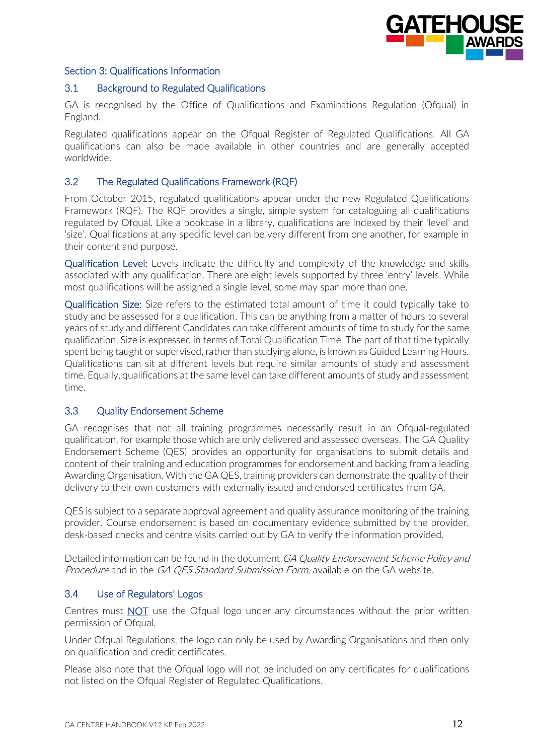## Section 3: Qualifications Information

### 3.1 Background to Regulated Qualifications

GA is recognised by the Office of Qualifications and Examinations Regulation (Ofqual) in England.

Regulated qualifications appear on the Ofqual Register of Regulated Qualifications. All GA qualifications can also be made available in other countries and are generally accepted worldwide.

### 3.2 The Regulated Qualifications Framework (RQF)

From October 2015, regulated qualifications appear under the new Regulated Qualifications Framework (RQF). The RQF provides a single, simple system for cataloguing all qualifications regulated by Ofqual. Like a bookcase in a library, qualifications are indexed by their 'level' and 'size'. Qualifications at any specific level can be very different from one another, for example in their content and purpose.

Qualification Level: Levels indicate the difficulty and complexity of the knowledge and skills associated with any qualification. There are eight levels supported by three 'entry' levels. While most qualifications will be assigned a single level, some may span more than one.

Qualification Size: Size refers to the estimated total amount of time it could typically take to study and be assessed for a qualification. This can be anything from a matter of hours to several years of study and different Candidates can take different amounts of time to study for the same qualification. Size is expressed in terms of Total Qualification Time. The part of that time typically spent being taught or supervised, rather than studying alone, is known as Guided Learning Hours. Qualifications can sit at different levels but require similar amounts of study and assessment time. Equally, qualifications at the same level can take different amounts of study and assessment time.

### 3.3 Quality Endorsement Scheme

GA recognises that not all training programmes necessarily result in an Ofqual-regulated qualification, for example those which are only delivered and assessed overseas. The GA Quality Endorsement Scheme (QES) provides an opportunity for organisations to submit details and content of their training and education programmes for endorsement and backing from a leading Awarding Organisation. With the GA QES, training providers can demonstrate the quality of their delivery to their own customers with externally issued and endorsed certificates from GA.

QES is subject to a separate approval agreement and quality assurance monitoring of the training provider. Course endorsement is based on documentary evidence submitted by the provider, desk-based checks and centre visits carried out by GA to verify the information provided.

Detailed information can be found in the document *GA Quality Endorsement Scheme Policy and Procedure* and in the *GA QES Standard Submission Form,* available on the GA website.

### 3.4 Use of Regulators' Logos

Centres must NOT use the Ofqual logo under any circumstances without the prior written permission of Ofqual.

Under Ofqual Regulations, the logo can only be used by Awarding Organisations and then only on qualification and credit certificates.

Please also note that the Ofqual logo will not be included on any certificates for qualifications not listed on the Ofqual Register of Regulated Qualifications.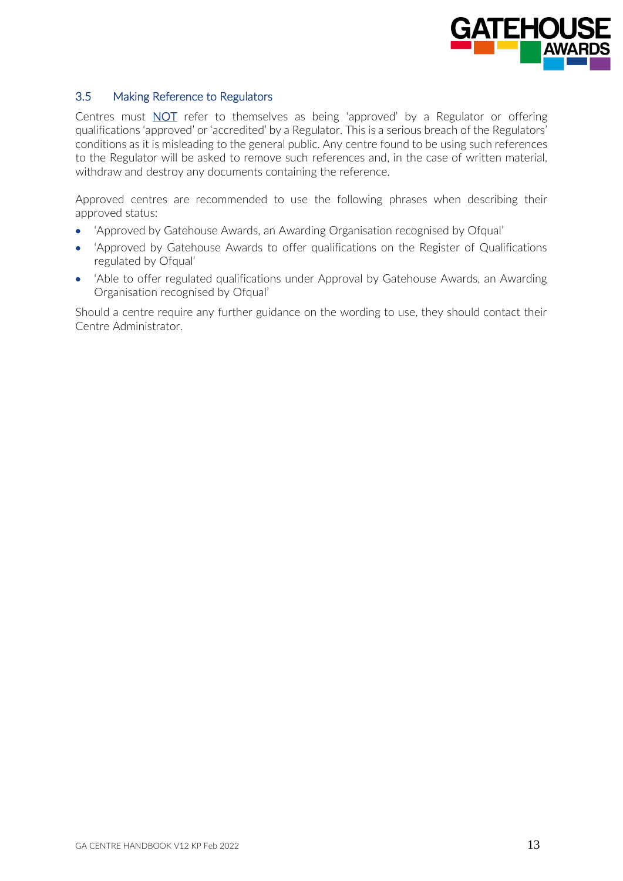### 3.5 Making Reference to Regulators

Centres must NOT refer to themselves as being 'approved' by a Regulator or offering qualifications 'approved' or 'accredited' by a Regulator. This is a serious breach of the Regulators' conditions as it is misleading to the general public. Any centre found to be using such references to the Regulator will be asked to remove such references and, in the case of written material, withdraw and destroy any documents containing the reference.

Approved centres are recommended to use the following phrases when describing their approved status:

- 'Approved by Gatehouse Awards, an Awarding Organisation recognised by Ofqual'
- 'Approved by Gatehouse Awards to offer qualifications on the Register of Qualifications regulated by Ofqual'
- 'Able to offer regulated qualifications under Approval by Gatehouse Awards, an Awarding Organisation recognised by Ofqual'

Should a centre require any further guidance on the wording to use, they should contact their Centre Administrator.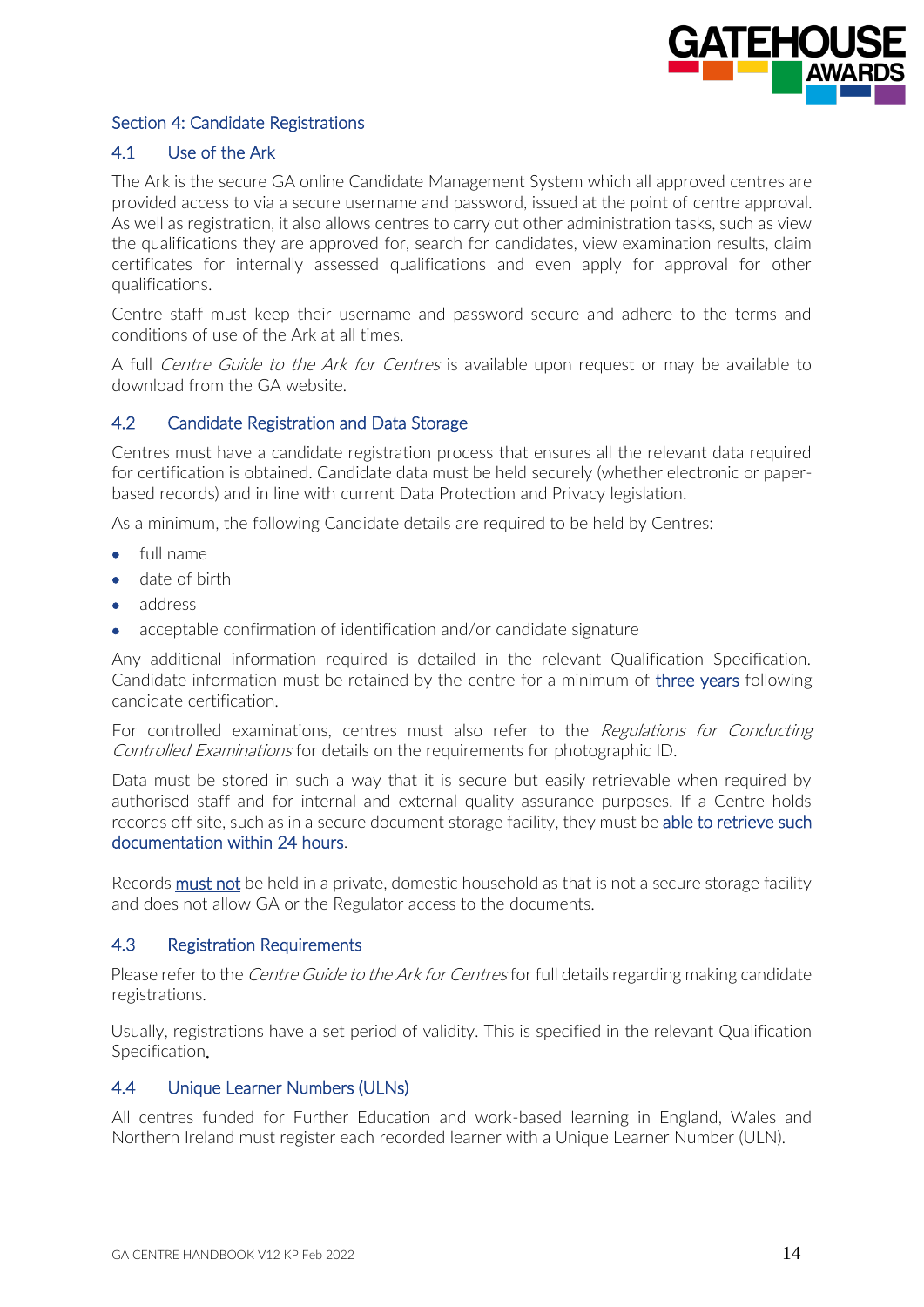## Section 4: Candidate Registrations

### 4.1 Use of the Ark

The Ark is the secure GA online Candidate Management System which all approved centres are provided access to via a secure username and password, issued at the point of centre approval. As well as registration, it also allows centres to carry out other administration tasks, such as view the qualifications they are approved for, search for candidates, view examination results, claim certificates for internally assessed qualifications and even apply for approval for other qualifications.

Centre staff must keep their username and password secure and adhere to the terms and conditions of use of the Ark at all times.

A full *Centre Guide to the Ark for Centres* is available upon request or may be available to download from the GA website.

### 4.2 Candidate Registration and Data Storage

Centres must have a candidate registration process that ensures all the relevant data required for certification is obtained. Candidate data must be held securely (whether electronic or paper-based records) and in line with current Data Protection and Privacy legislation.

As a minimum, the following Candidate details are required to be held by Centres:

- full name
- date of birth
- address
- acceptable confirmation of identification and/or candidate signature

Any additional information required is detailed in the relevant Qualification Specification. Candidate information must be retained by the centre for a minimum of three years following candidate certification.

For controlled examinations, centres must also refer to the *Regulations for Conducting Controlled Examinations* for details on the requirements for photographic ID.

Data must be stored in such a way that it is secure but easily retrievable when required by authorised staff and for internal and external quality assurance purposes. If a Centre holds records off site, such as in a secure document storage facility, they must be able to retrieve such documentation within 24 hours.

Records must not be held in a private, domestic household as that is not a secure storage facility and does not allow GA or the Regulator access to the documents.

### 4.3 Registration Requirements

Please refer to the *Centre Guide to the Ark for Centres* for full details regarding making candidate registrations.

Usually, registrations have a set period of validity. This is specified in the relevant Qualification Specification.

### 4.4 Unique Learner Numbers (ULNs)

All centres funded for Further Education and work-based learning in England, Wales and Northern Ireland must register each recorded learner with a Unique Learner Number (ULN).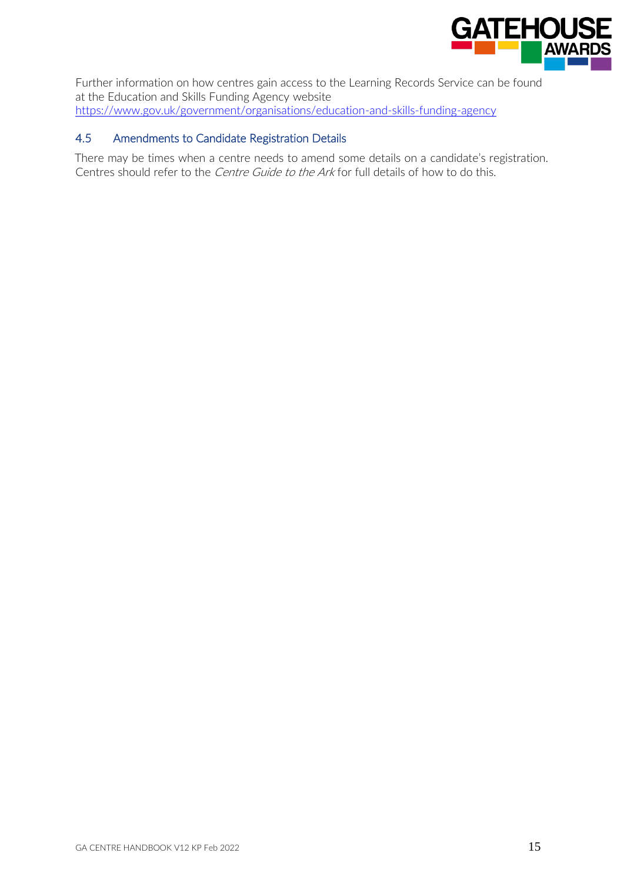Further information on how centres gain access to the Learning Records Service can be found at the Education and Skills Funding Agency website https://www.gov.uk/government/organisations/education-and-skills-funding-agency

### 4.5 Amendments to Candidate Registration Details

There may be times when a centre needs to amend some details on a candidate's registration. Centres should refer to the *Centre Guide to the Ark* for full details of how to do this.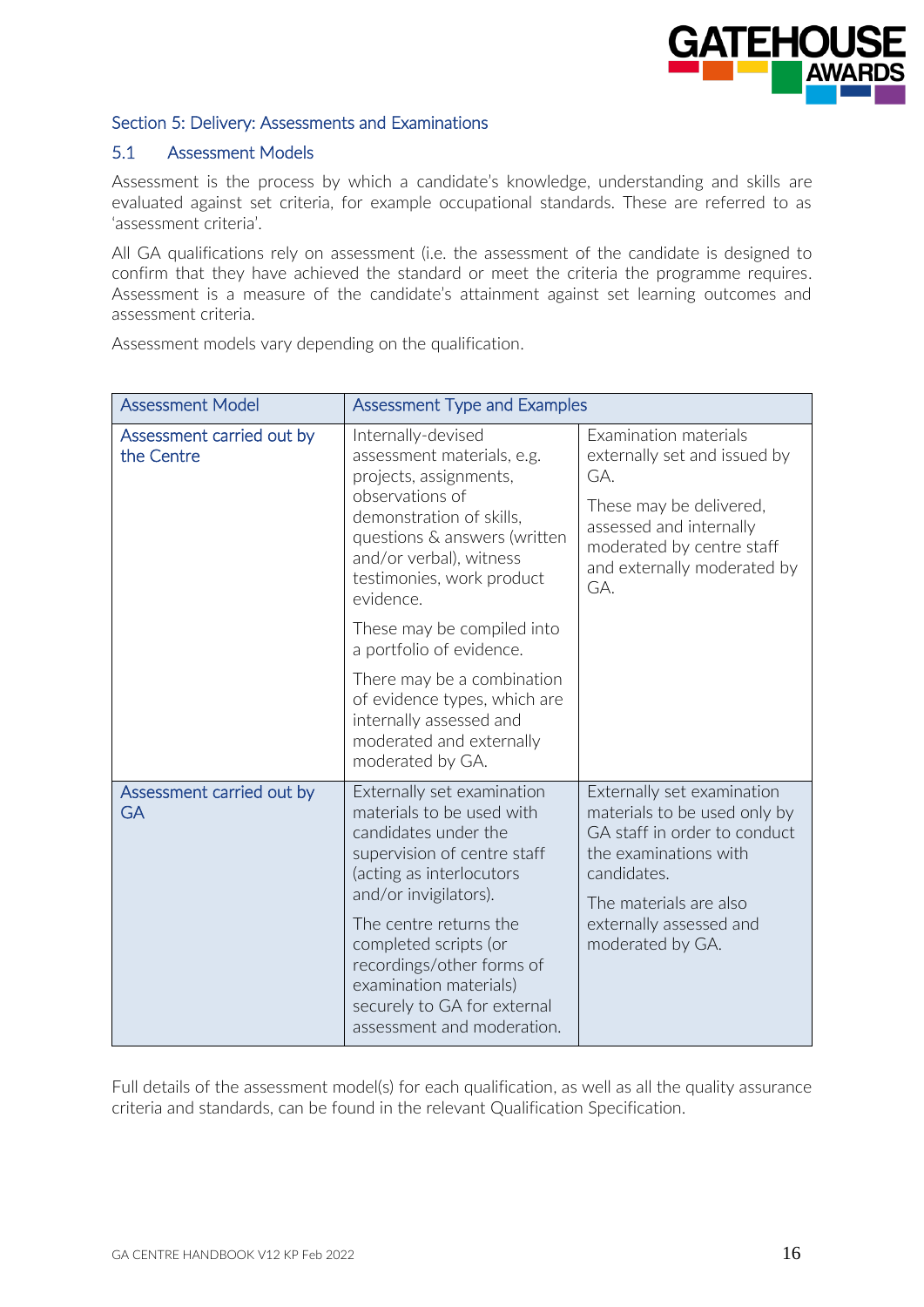## Section 5: Delivery: Assessments and Examinations

### 5.1 Assessment Models

Assessment is the process by which a candidate's knowledge, understanding and skills are evaluated against set criteria, for example occupational standards. These are referred to as 'assessment criteria'.

All GA qualifications rely on assessment (i.e. the assessment of the candidate is designed to confirm that they have achieved the standard or meet the criteria the programme requires. Assessment is a measure of the candidate's attainment against set learning outcomes and assessment criteria.

Assessment models vary depending on the qualification.

| Assessment Model | Assessment Type and Examples | |
|---|---|---|
| Assessment carried out by the Centre | Internally-devised assessment materials, e.g. projects, assignments, observations of demonstration of skills, questions & answers (written and/or verbal), witness testimonies, work product evidence.<br><br>These may be compiled into a portfolio of evidence.<br><br>There may be a combination of evidence types, which are internally assessed and moderated and externally moderated by GA. | Examination materials externally set and issued by GA.<br><br>These may be delivered, assessed and internally moderated by centre staff and externally moderated by GA. |
| Assessment carried out by GA | Externally set examination materials to be used with candidates under the supervision of centre staff (acting as interlocutors and/or invigilators).<br><br>The centre returns the completed scripts (or recordings/other forms of examination materials) securely to GA for external assessment and moderation. | Externally set examination materials to be used only by GA staff in order to conduct the examinations with candidates.<br><br>The materials are also externally assessed and moderated by GA. |

Full details of the assessment model(s) for each qualification, as well as all the quality assurance criteria and standards, can be found in the relevant Qualification Specification.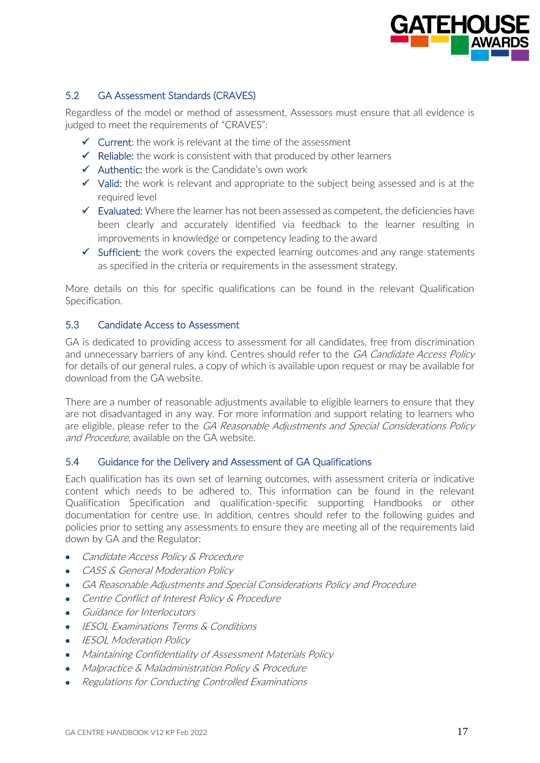### 5.2 GA Assessment Standards (CRAVES)

Regardless of the model or method of assessment, Assessors must ensure that all evidence is judged to meet the requirements of "CRAVES":

- ✓ Current: the work is relevant at the time of the assessment
- ✓ Reliable: the work is consistent with that produced by other learners
- ✓ Authentic: the work is the Candidate's own work
- ✓ Valid: the work is relevant and appropriate to the subject being assessed and is at the required level
- ✓ Evaluated: Where the learner has not been assessed as competent, the deficiencies have been clearly and accurately identified via feedback to the learner resulting in improvements in knowledge or competency leading to the award
- ✓ Sufficient: the work covers the expected learning outcomes and any range statements as specified in the criteria or requirements in the assessment strategy.

More details on this for specific qualifications can be found in the relevant Qualification Specification.

### 5.3 Candidate Access to Assessment

GA is dedicated to providing access to assessment for all candidates, free from discrimination and unnecessary barriers of any kind. Centres should refer to the *GA Candidate Access Policy* for details of our general rules, a copy of which is available upon request or may be available for download from the GA website.

There are a number of reasonable adjustments available to eligible learners to ensure that they are not disadvantaged in any way. For more information and support relating to learners who are eligible, please refer to the *GA Reasonable Adjustments and Special Considerations Policy and Procedure*, available on the GA website.

### 5.4 Guidance for the Delivery and Assessment of GA Qualifications

Each qualification has its own set of learning outcomes, with assessment criteria or indicative content which needs to be adhered to. This information can be found in the relevant Qualification Specification and qualification-specific supporting Handbooks or other documentation for centre use. In addition, centres should refer to the following guides and policies prior to setting any assessments to ensure they are meeting all of the requirements laid down by GA and the Regulator:

- *Candidate Access Policy & Procedure*
- *CASS & General Moderation Policy*
- *GA Reasonable Adjustments and Special Considerations Policy and Procedure*
- *Centre Conflict of Interest Policy & Procedure*
- *Guidance for Interlocutors*
- *IESOL Examinations Terms & Conditions*
- *IESOL Moderation Policy*
- *Maintaining Confidentiality of Assessment Materials Policy*
- *Malpractice & Maladministration Policy & Procedure*
- *Regulations for Conducting Controlled Examinations*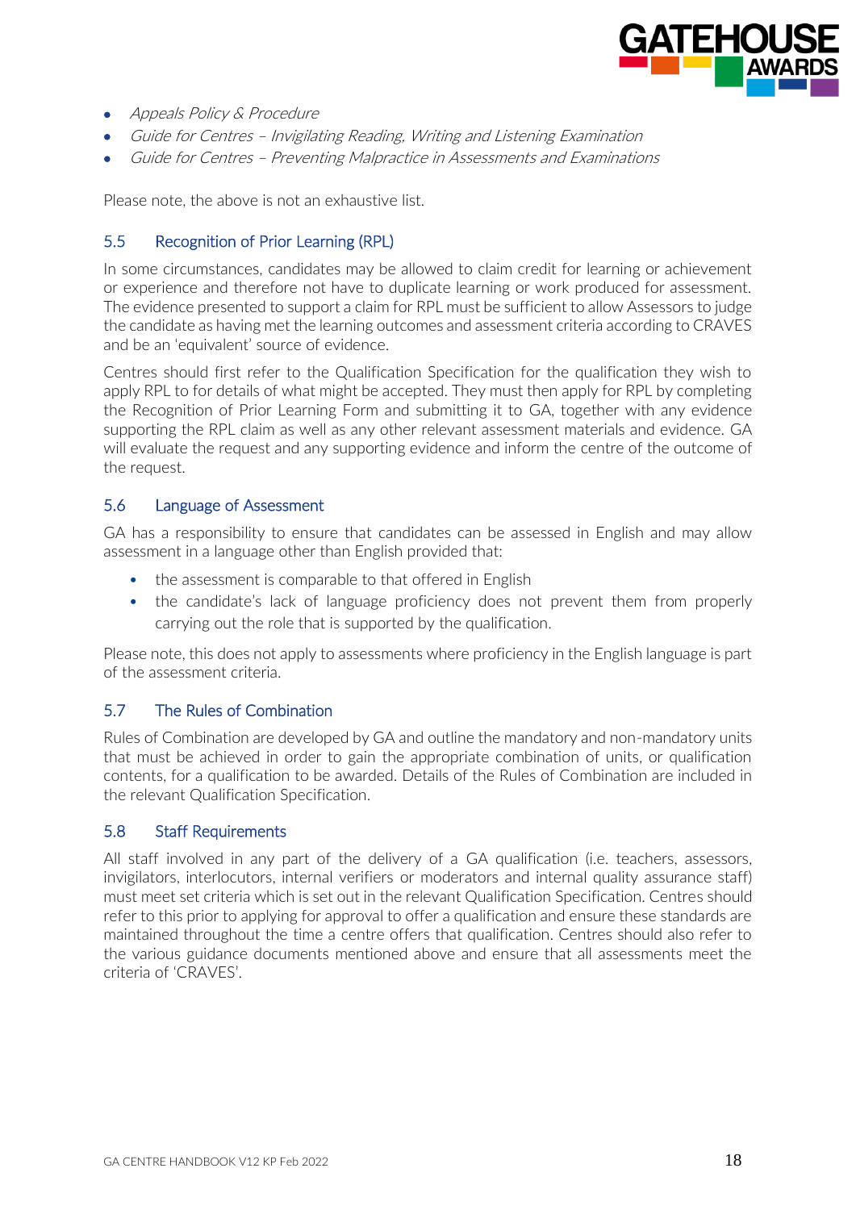- *Appeals Policy & Procedure*
- *Guide for Centres – Invigilating Reading, Writing and Listening Examination*
- *Guide for Centres – Preventing Malpractice in Assessments and Examinations*

Please note, the above is not an exhaustive list.

### 5.5 Recognition of Prior Learning (RPL)

In some circumstances, candidates may be allowed to claim credit for learning or achievement or experience and therefore not have to duplicate learning or work produced for assessment. The evidence presented to support a claim for RPL must be sufficient to allow Assessors to judge the candidate as having met the learning outcomes and assessment criteria according to CRAVES and be an 'equivalent' source of evidence.

Centres should first refer to the Qualification Specification for the qualification they wish to apply RPL to for details of what might be accepted. They must then apply for RPL by completing the Recognition of Prior Learning Form and submitting it to GA, together with any evidence supporting the RPL claim as well as any other relevant assessment materials and evidence. GA will evaluate the request and any supporting evidence and inform the centre of the outcome of the request.

### 5.6 Language of Assessment

GA has a responsibility to ensure that candidates can be assessed in English and may allow assessment in a language other than English provided that:

- the assessment is comparable to that offered in English
- the candidate's lack of language proficiency does not prevent them from properly carrying out the role that is supported by the qualification.

Please note, this does not apply to assessments where proficiency in the English language is part of the assessment criteria.

### 5.7 The Rules of Combination

Rules of Combination are developed by GA and outline the mandatory and non-mandatory units that must be achieved in order to gain the appropriate combination of units, or qualification contents, for a qualification to be awarded. Details of the Rules of Combination are included in the relevant Qualification Specification.

### 5.8 Staff Requirements

All staff involved in any part of the delivery of a GA qualification (i.e. teachers, assessors, invigilators, interlocutors, internal verifiers or moderators and internal quality assurance staff) must meet set criteria which is set out in the relevant Qualification Specification. Centres should refer to this prior to applying for approval to offer a qualification and ensure these standards are maintained throughout the time a centre offers that qualification. Centres should also refer to the various guidance documents mentioned above and ensure that all assessments meet the criteria of 'CRAVES'.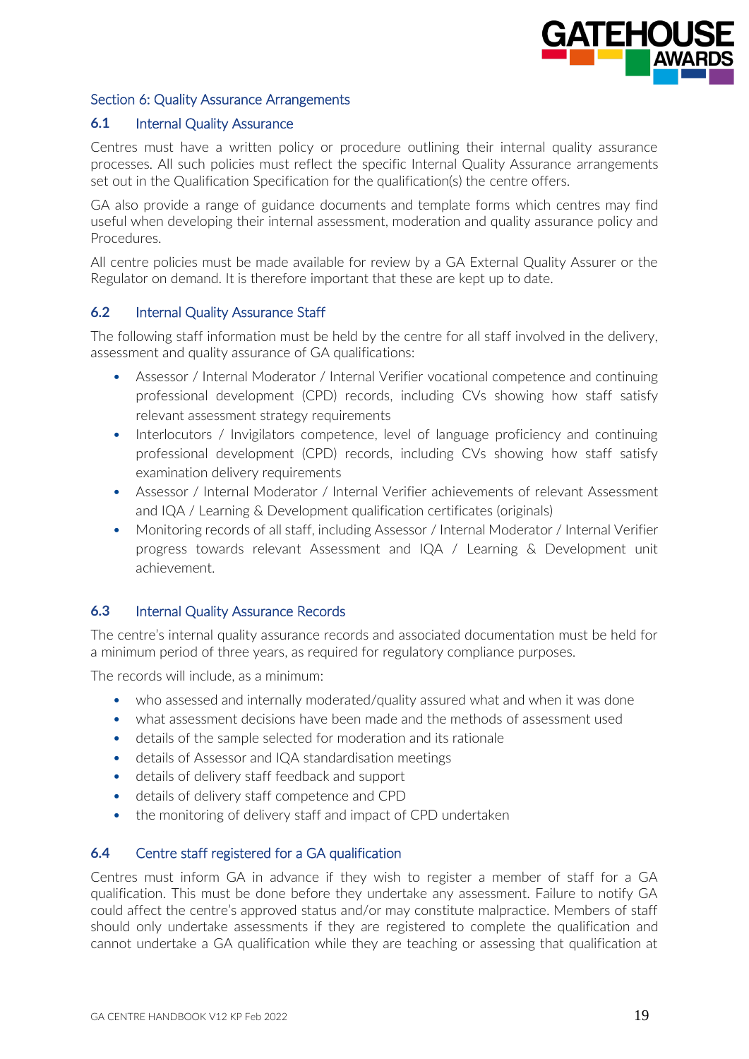## Section 6: Quality Assurance Arrangements

### 6.1 Internal Quality Assurance

Centres must have a written policy or procedure outlining their internal quality assurance processes. All such policies must reflect the specific Internal Quality Assurance arrangements set out in the Qualification Specification for the qualification(s) the centre offers.

GA also provide a range of guidance documents and template forms which centres may find useful when developing their internal assessment, moderation and quality assurance policy and Procedures.

All centre policies must be made available for review by a GA External Quality Assurer or the Regulator on demand. It is therefore important that these are kept up to date.

### 6.2 Internal Quality Assurance Staff

The following staff information must be held by the centre for all staff involved in the delivery, assessment and quality assurance of GA qualifications:

- Assessor / Internal Moderator / Internal Verifier vocational competence and continuing professional development (CPD) records, including CVs showing how staff satisfy relevant assessment strategy requirements
- Interlocutors / Invigilators competence, level of language proficiency and continuing professional development (CPD) records, including CVs showing how staff satisfy examination delivery requirements
- Assessor / Internal Moderator / Internal Verifier achievements of relevant Assessment and IQA / Learning & Development qualification certificates (originals)
- Monitoring records of all staff, including Assessor / Internal Moderator / Internal Verifier progress towards relevant Assessment and IQA / Learning & Development unit achievement.

### 6.3 Internal Quality Assurance Records

The centre's internal quality assurance records and associated documentation must be held for a minimum period of three years, as required for regulatory compliance purposes.

The records will include, as a minimum:

- who assessed and internally moderated/quality assured what and when it was done
- what assessment decisions have been made and the methods of assessment used
- details of the sample selected for moderation and its rationale
- details of Assessor and IQA standardisation meetings
- details of delivery staff feedback and support
- details of delivery staff competence and CPD
- the monitoring of delivery staff and impact of CPD undertaken

### 6.4 Centre staff registered for a GA qualification

Centres must inform GA in advance if they wish to register a member of staff for a GA qualification. This must be done before they undertake any assessment. Failure to notify GA could affect the centre's approved status and/or may constitute malpractice. Members of staff should only undertake assessments if they are registered to complete the qualification and cannot undertake a GA qualification while they are teaching or assessing that qualification at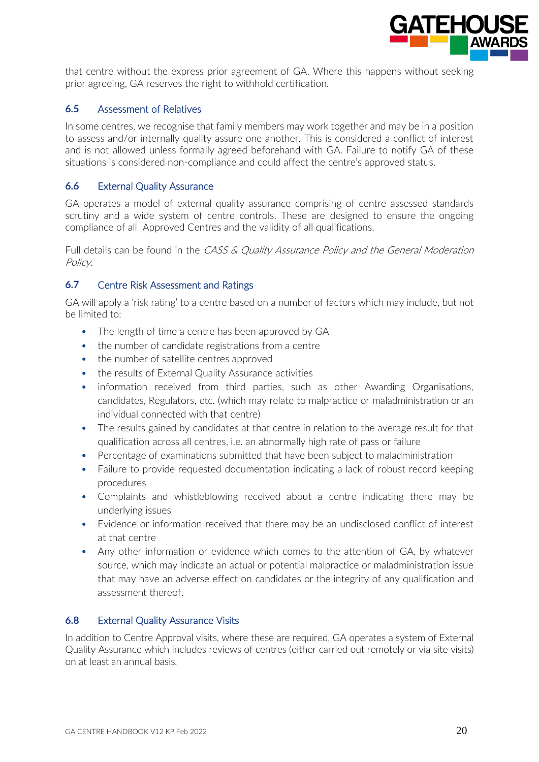that centre without the express prior agreement of GA. Where this happens without seeking prior agreeing, GA reserves the right to withhold certification.

### 6.5 Assessment of Relatives

In some centres, we recognise that family members may work together and may be in a position to assess and/or internally quality assure one another. This is considered a conflict of interest and is not allowed unless formally agreed beforehand with GA. Failure to notify GA of these situations is considered non-compliance and could affect the centre's approved status.

### 6.6 External Quality Assurance

GA operates a model of external quality assurance comprising of centre assessed standards scrutiny and a wide system of centre controls. These are designed to ensure the ongoing compliance of all Approved Centres and the validity of all qualifications.

Full details can be found in the *CASS & Quality Assurance Policy and the General Moderation Policy*.

### 6.7 Centre Risk Assessment and Ratings

GA will apply a 'risk rating' to a centre based on a number of factors which may include, but not be limited to:

- The length of time a centre has been approved by GA
- the number of candidate registrations from a centre
- the number of satellite centres approved
- the results of External Quality Assurance activities
- information received from third parties, such as other Awarding Organisations, candidates, Regulators, etc. (which may relate to malpractice or maladministration or an individual connected with that centre)
- The results gained by candidates at that centre in relation to the average result for that qualification across all centres, i.e. an abnormally high rate of pass or failure
- Percentage of examinations submitted that have been subject to maladministration
- Failure to provide requested documentation indicating a lack of robust record keeping procedures
- Complaints and whistleblowing received about a centre indicating there may be underlying issues
- Evidence or information received that there may be an undisclosed conflict of interest at that centre
- Any other information or evidence which comes to the attention of GA, by whatever source, which may indicate an actual or potential malpractice or maladministration issue that may have an adverse effect on candidates or the integrity of any qualification and assessment thereof.

### 6.8 External Quality Assurance Visits

In addition to Centre Approval visits, where these are required, GA operates a system of External Quality Assurance which includes reviews of centres (either carried out remotely or via site visits) on at least an annual basis.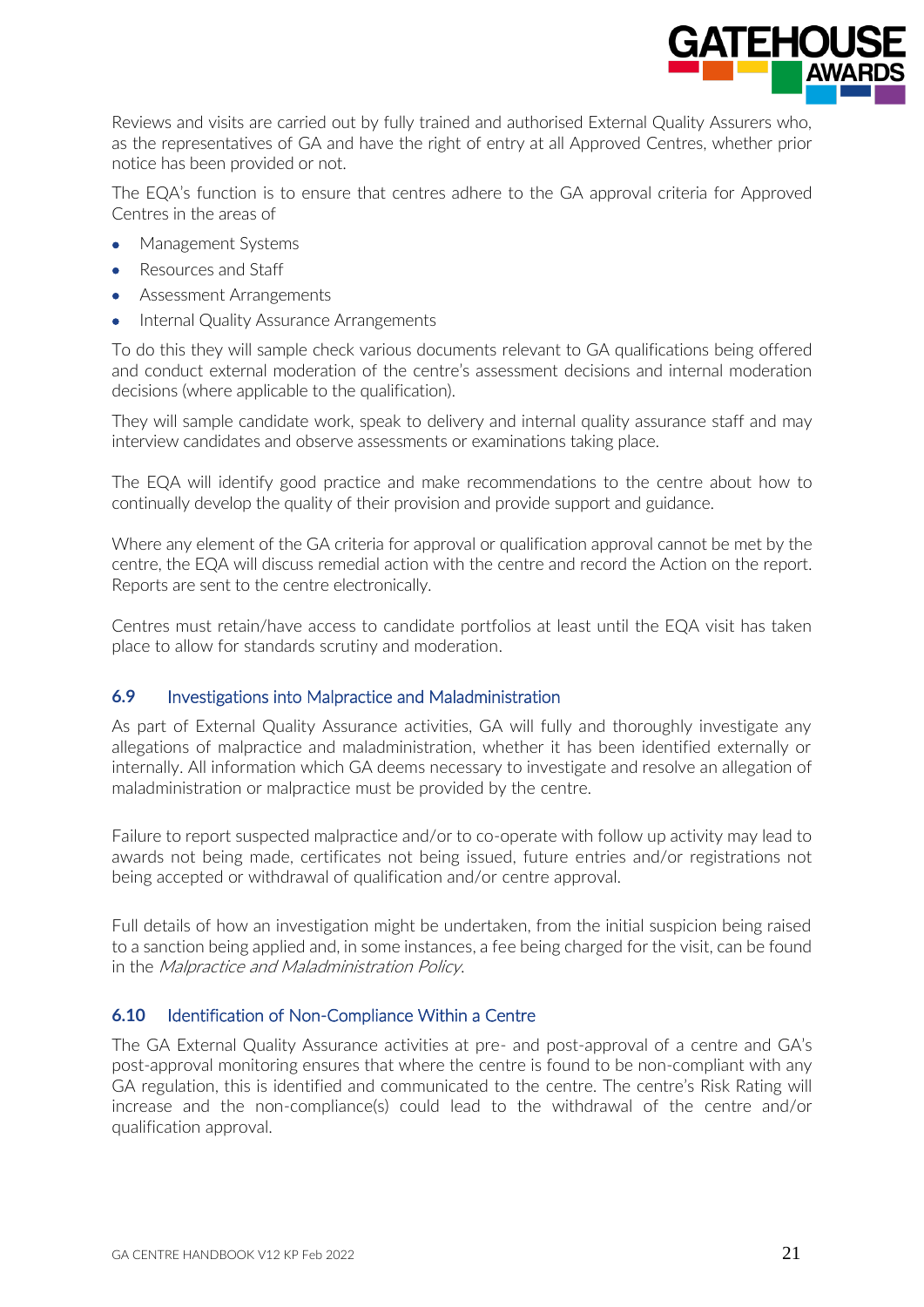Reviews and visits are carried out by fully trained and authorised External Quality Assurers who, as the representatives of GA and have the right of entry at all Approved Centres, whether prior notice has been provided or not.

The EQA's function is to ensure that centres adhere to the GA approval criteria for Approved Centres in the areas of

- Management Systems
- Resources and Staff
- Assessment Arrangements
- Internal Quality Assurance Arrangements

To do this they will sample check various documents relevant to GA qualifications being offered and conduct external moderation of the centre's assessment decisions and internal moderation decisions (where applicable to the qualification).

They will sample candidate work, speak to delivery and internal quality assurance staff and may interview candidates and observe assessments or examinations taking place.

The EQA will identify good practice and make recommendations to the centre about how to continually develop the quality of their provision and provide support and guidance.

Where any element of the GA criteria for approval or qualification approval cannot be met by the centre, the EQA will discuss remedial action with the centre and record the Action on the report. Reports are sent to the centre electronically.

Centres must retain/have access to candidate portfolios at least until the EQA visit has taken place to allow for standards scrutiny and moderation.

### 6.9 Investigations into Malpractice and Maladministration

As part of External Quality Assurance activities, GA will fully and thoroughly investigate any allegations of malpractice and maladministration, whether it has been identified externally or internally. All information which GA deems necessary to investigate and resolve an allegation of maladministration or malpractice must be provided by the centre.

Failure to report suspected malpractice and/or to co-operate with follow up activity may lead to awards not being made, certificates not being issued, future entries and/or registrations not being accepted or withdrawal of qualification and/or centre approval.

Full details of how an investigation might be undertaken, from the initial suspicion being raised to a sanction being applied and, in some instances, a fee being charged for the visit, can be found in the *Malpractice and Maladministration Policy*.

### 6.10 Identification of Non-Compliance Within a Centre

The GA External Quality Assurance activities at pre- and post-approval of a centre and GA's post-approval monitoring ensures that where the centre is found to be non-compliant with any GA regulation, this is identified and communicated to the centre. The centre's Risk Rating will increase and the non-compliance(s) could lead to the withdrawal of the centre and/or qualification approval.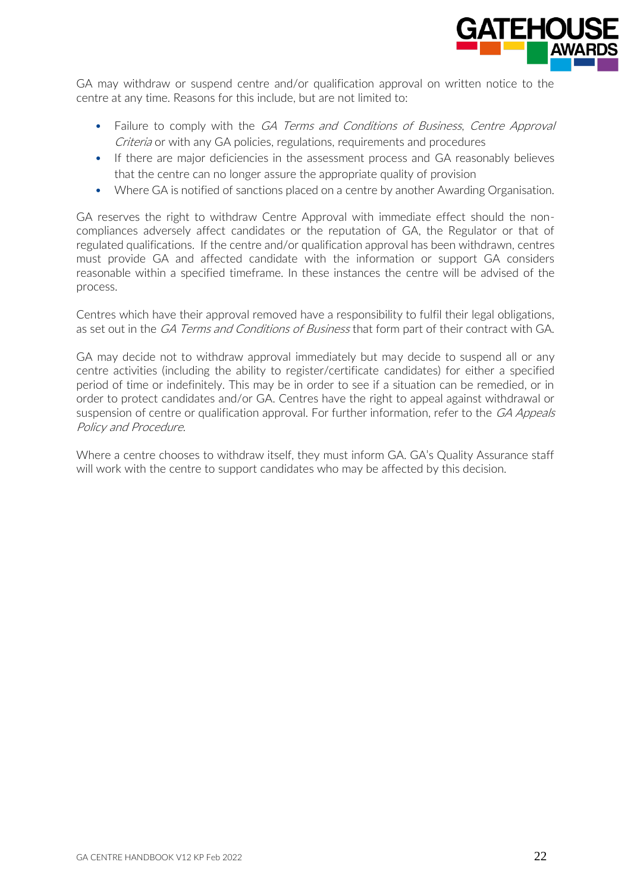GA may withdraw or suspend centre and/or qualification approval on written notice to the centre at any time. Reasons for this include, but are not limited to:

- Failure to comply with the *GA Terms and Conditions of Business*, *Centre Approval Criteria* or with any GA policies, regulations, requirements and procedures
- If there are major deficiencies in the assessment process and GA reasonably believes that the centre can no longer assure the appropriate quality of provision
- Where GA is notified of sanctions placed on a centre by another Awarding Organisation.

GA reserves the right to withdraw Centre Approval with immediate effect should the non-compliances adversely affect candidates or the reputation of GA, the Regulator or that of regulated qualifications. If the centre and/or qualification approval has been withdrawn, centres must provide GA and affected candidate with the information or support GA considers reasonable within a specified timeframe. In these instances the centre will be advised of the process.

Centres which have their approval removed have a responsibility to fulfil their legal obligations, as set out in the *GA Terms and Conditions of Business* that form part of their contract with GA.

GA may decide not to withdraw approval immediately but may decide to suspend all or any centre activities (including the ability to register/certificate candidates) for either a specified period of time or indefinitely. This may be in order to see if a situation can be remedied, or in order to protect candidates and/or GA. Centres have the right to appeal against withdrawal or suspension of centre or qualification approval. For further information, refer to the *GA Appeals Policy and Procedure*.

Where a centre chooses to withdraw itself, they must inform GA. GA's Quality Assurance staff will work with the centre to support candidates who may be affected by this decision.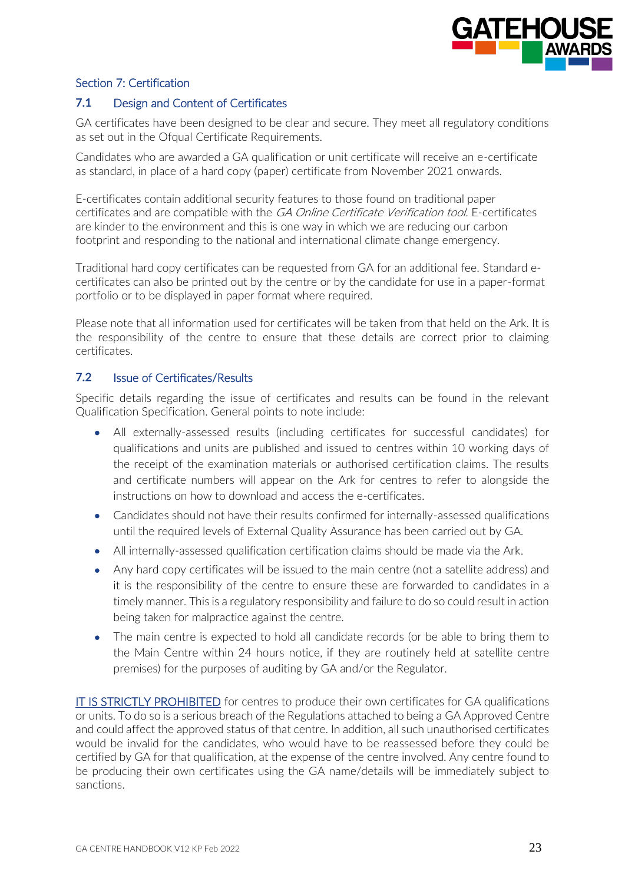## Section 7: Certification

### 7.1 Design and Content of Certificates

GA certificates have been designed to be clear and secure. They meet all regulatory conditions as set out in the Ofqual Certificate Requirements.

Candidates who are awarded a GA qualification or unit certificate will receive an e-certificate as standard, in place of a hard copy (paper) certificate from November 2021 onwards.

E-certificates contain additional security features to those found on traditional paper certificates and are compatible with the *GA Online Certificate Verification tool*. E-certificates are kinder to the environment and this is one way in which we are reducing our carbon footprint and responding to the national and international climate change emergency.

Traditional hard copy certificates can be requested from GA for an additional fee. Standard e-certificates can also be printed out by the centre or by the candidate for use in a paper-format portfolio or to be displayed in paper format where required.

Please note that all information used for certificates will be taken from that held on the Ark. It is the responsibility of the centre to ensure that these details are correct prior to claiming certificates.

### 7.2 Issue of Certificates/Results

Specific details regarding the issue of certificates and results can be found in the relevant Qualification Specification. General points to note include:

- All externally-assessed results (including certificates for successful candidates) for qualifications and units are published and issued to centres within 10 working days of the receipt of the examination materials or authorised certification claims. The results and certificate numbers will appear on the Ark for centres to refer to alongside the instructions on how to download and access the e-certificates.
- Candidates should not have their results confirmed for internally-assessed qualifications until the required levels of External Quality Assurance has been carried out by GA.
- All internally-assessed qualification certification claims should be made via the Ark.
- Any hard copy certificates will be issued to the main centre (not a satellite address) and it is the responsibility of the centre to ensure these are forwarded to candidates in a timely manner. This is a regulatory responsibility and failure to do so could result in action being taken for malpractice against the centre.
- The main centre is expected to hold all candidate records (or be able to bring them to the Main Centre within 24 hours notice, if they are routinely held at satellite centre premises) for the purposes of auditing by GA and/or the Regulator.

IT IS STRICTLY PROHIBITED for centres to produce their own certificates for GA qualifications or units. To do so is a serious breach of the Regulations attached to being a GA Approved Centre and could affect the approved status of that centre. In addition, all such unauthorised certificates would be invalid for the candidates, who would have to be reassessed before they could be certified by GA for that qualification, at the expense of the centre involved. Any centre found to be producing their own certificates using the GA name/details will be immediately subject to sanctions.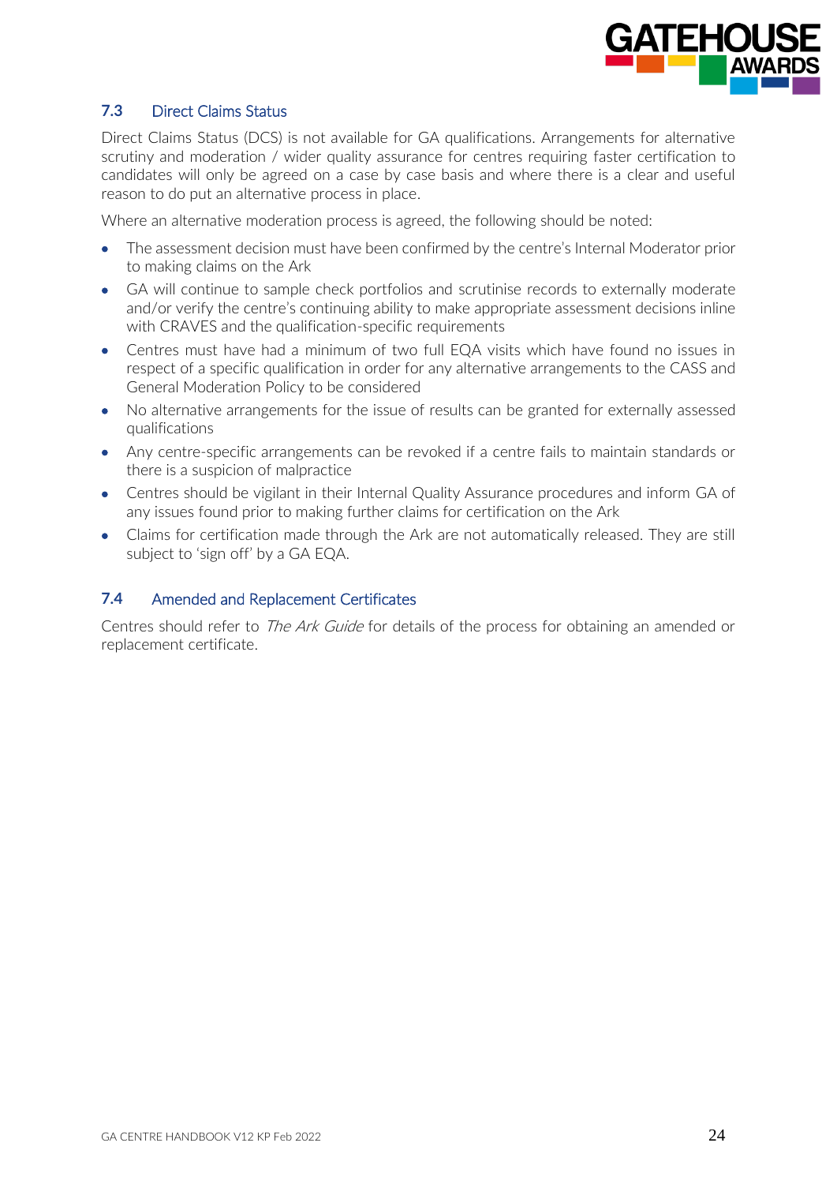### 7.3 Direct Claims Status

Direct Claims Status (DCS) is not available for GA qualifications. Arrangements for alternative scrutiny and moderation / wider quality assurance for centres requiring faster certification to candidates will only be agreed on a case by case basis and where there is a clear and useful reason to do put an alternative process in place.

Where an alternative moderation process is agreed, the following should be noted:

- The assessment decision must have been confirmed by the centre's Internal Moderator prior to making claims on the Ark
- GA will continue to sample check portfolios and scrutinise records to externally moderate and/or verify the centre's continuing ability to make appropriate assessment decisions inline with CRAVES and the qualification-specific requirements
- Centres must have had a minimum of two full EQA visits which have found no issues in respect of a specific qualification in order for any alternative arrangements to the CASS and General Moderation Policy to be considered
- No alternative arrangements for the issue of results can be granted for externally assessed qualifications
- Any centre-specific arrangements can be revoked if a centre fails to maintain standards or there is a suspicion of malpractice
- Centres should be vigilant in their Internal Quality Assurance procedures and inform GA of any issues found prior to making further claims for certification on the Ark
- Claims for certification made through the Ark are not automatically released. They are still subject to 'sign off' by a GA EQA.

### 7.4 Amended and Replacement Certificates

Centres should refer to *The Ark Guide* for details of the process for obtaining an amended or replacement certificate.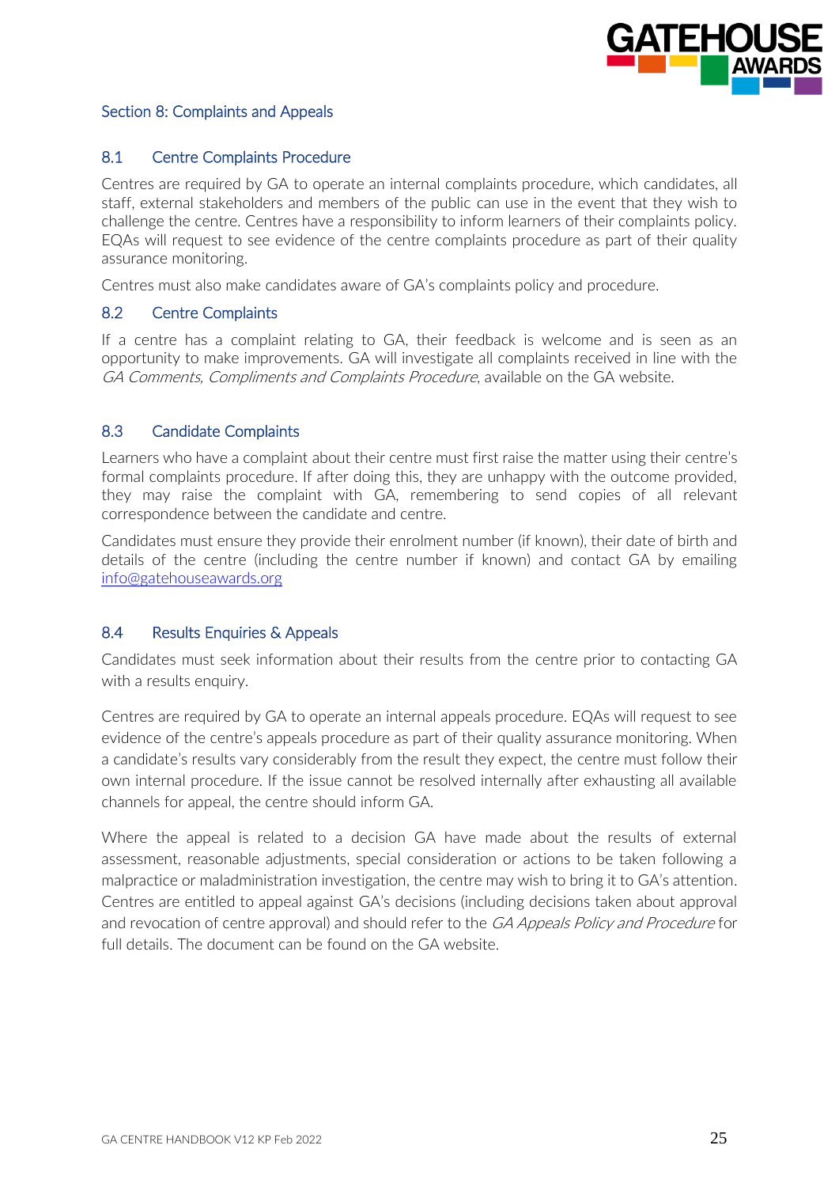## Section 8: Complaints and Appeals

### 8.1 Centre Complaints Procedure

Centres are required by GA to operate an internal complaints procedure, which candidates, all staff, external stakeholders and members of the public can use in the event that they wish to challenge the centre. Centres have a responsibility to inform learners of their complaints policy. EQAs will request to see evidence of the centre complaints procedure as part of their quality assurance monitoring.

Centres must also make candidates aware of GA's complaints policy and procedure.

### 8.2 Centre Complaints

If a centre has a complaint relating to GA, their feedback is welcome and is seen as an opportunity to make improvements. GA will investigate all complaints received in line with the *GA Comments, Compliments and Complaints Procedure*, available on the GA website.

### 8.3 Candidate Complaints

Learners who have a complaint about their centre must first raise the matter using their centre's formal complaints procedure. If after doing this, they are unhappy with the outcome provided, they may raise the complaint with GA, remembering to send copies of all relevant correspondence between the candidate and centre.

Candidates must ensure they provide their enrolment number (if known), their date of birth and details of the centre (including the centre number if known) and contact GA by emailing info@gatehouseawards.org

### 8.4 Results Enquiries & Appeals

Candidates must seek information about their results from the centre prior to contacting GA with a results enquiry.

Centres are required by GA to operate an internal appeals procedure. EQAs will request to see evidence of the centre's appeals procedure as part of their quality assurance monitoring. When a candidate's results vary considerably from the result they expect, the centre must follow their own internal procedure. If the issue cannot be resolved internally after exhausting all available channels for appeal, the centre should inform GA.

Where the appeal is related to a decision GA have made about the results of external assessment, reasonable adjustments, special consideration or actions to be taken following a malpractice or maladministration investigation, the centre may wish to bring it to GA's attention. Centres are entitled to appeal against GA's decisions (including decisions taken about approval and revocation of centre approval) and should refer to the *GA Appeals Policy and Procedure* for full details. The document can be found on the GA website.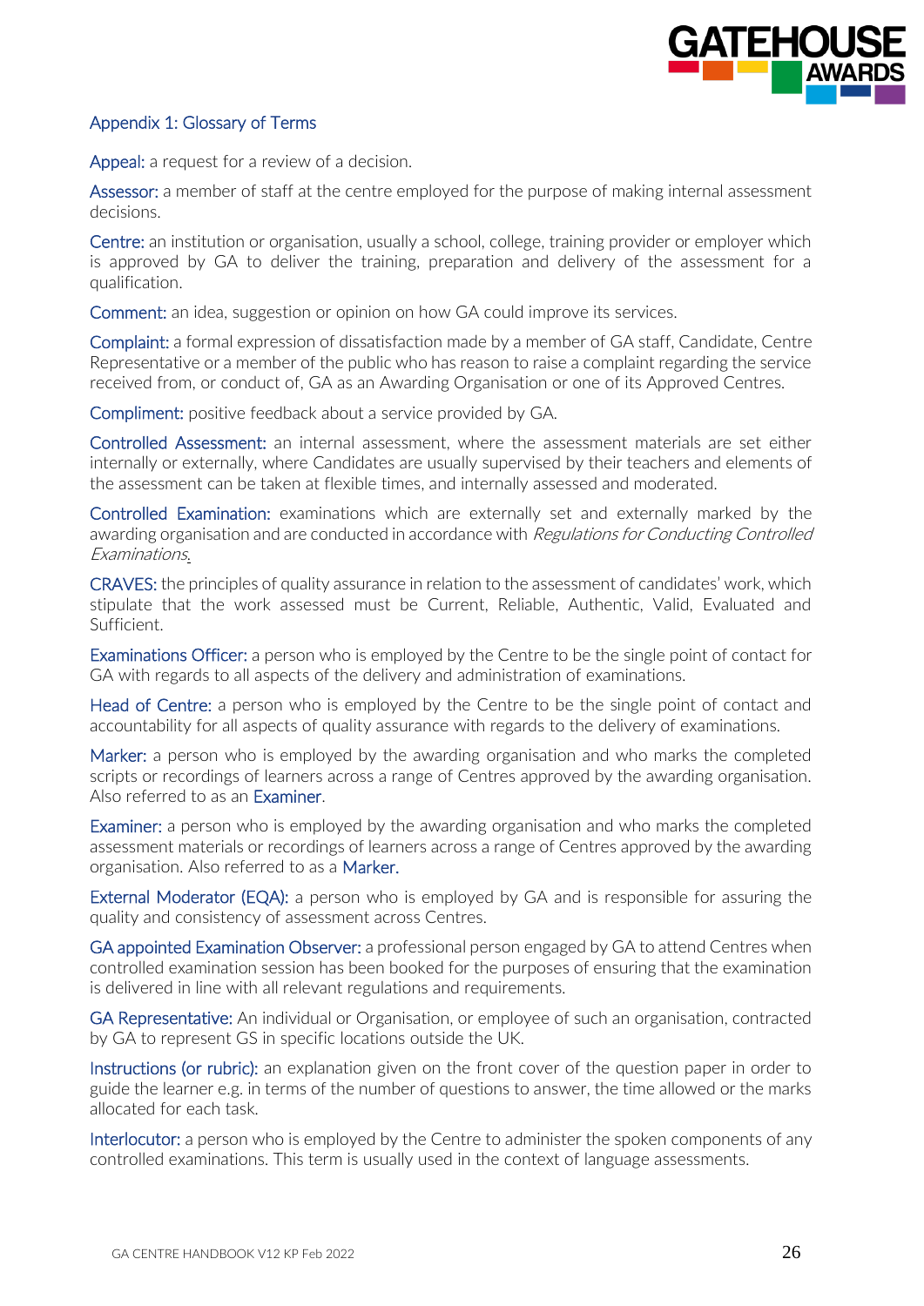## Appendix 1: Glossary of Terms

**Appeal:** a request for a review of a decision.

**Assessor:** a member of staff at the centre employed for the purpose of making internal assessment decisions.

**Centre:** an institution or organisation, usually a school, college, training provider or employer which is approved by GA to deliver the training, preparation and delivery of the assessment for a qualification.

**Comment:** an idea, suggestion or opinion on how GA could improve its services.

**Complaint:** a formal expression of dissatisfaction made by a member of GA staff, Candidate, Centre Representative or a member of the public who has reason to raise a complaint regarding the service received from, or conduct of, GA as an Awarding Organisation or one of its Approved Centres.

**Compliment:** positive feedback about a service provided by GA.

**Controlled Assessment:** an internal assessment, where the assessment materials are set either internally or externally, where Candidates are usually supervised by their teachers and elements of the assessment can be taken at flexible times, and internally assessed and moderated.

**Controlled Examination:** examinations which are externally set and externally marked by the awarding organisation and are conducted in accordance with *Regulations for Conducting Controlled Examinations*.

**CRAVES:** the principles of quality assurance in relation to the assessment of candidates' work, which stipulate that the work assessed must be Current, Reliable, Authentic, Valid, Evaluated and Sufficient.

**Examinations Officer:** a person who is employed by the Centre to be the single point of contact for GA with regards to all aspects of the delivery and administration of examinations.

**Head of Centre:** a person who is employed by the Centre to be the single point of contact and accountability for all aspects of quality assurance with regards to the delivery of examinations.

**Marker:** a person who is employed by the awarding organisation and who marks the completed scripts or recordings of learners across a range of Centres approved by the awarding organisation. Also referred to as an **Examiner**.

**Examiner:** a person who is employed by the awarding organisation and who marks the completed assessment materials or recordings of learners across a range of Centres approved by the awarding organisation. Also referred to as a **Marker**.

**External Moderator (EQA):** a person who is employed by GA and is responsible for assuring the quality and consistency of assessment across Centres.

**GA appointed Examination Observer:** a professional person engaged by GA to attend Centres when controlled examination session has been booked for the purposes of ensuring that the examination is delivered in line with all relevant regulations and requirements.

**GA Representative:** An individual or Organisation, or employee of such an organisation, contracted by GA to represent GS in specific locations outside the UK.

**Instructions (or rubric):** an explanation given on the front cover of the question paper in order to guide the learner e.g. in terms of the number of questions to answer, the time allowed or the marks allocated for each task.

**Interlocutor:** a person who is employed by the Centre to administer the spoken components of any controlled examinations. This term is usually used in the context of language assessments.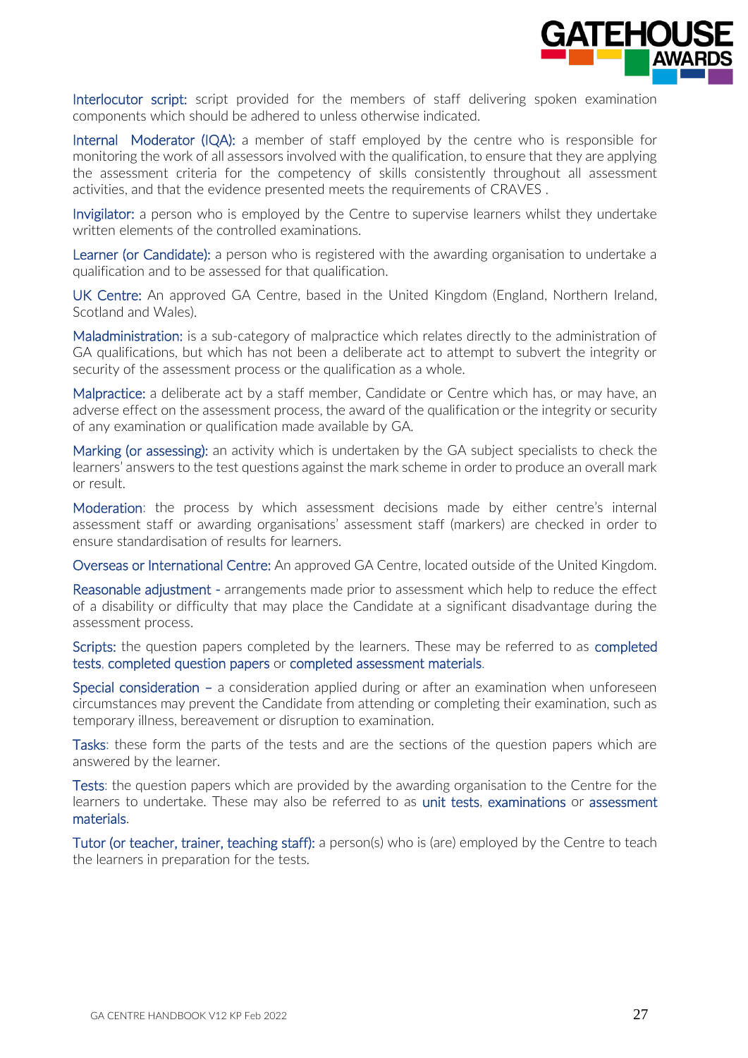**Interlocutor script:** script provided for the members of staff delivering spoken examination components which should be adhered to unless otherwise indicated.

**Internal Moderator (IQA):** a member of staff employed by the centre who is responsible for monitoring the work of all assessors involved with the qualification, to ensure that they are applying the assessment criteria for the competency of skills consistently throughout all assessment activities, and that the evidence presented meets the requirements of CRAVES .

**Invigilator:** a person who is employed by the Centre to supervise learners whilst they undertake written elements of the controlled examinations.

**Learner (or Candidate):** a person who is registered with the awarding organisation to undertake a qualification and to be assessed for that qualification.

**UK Centre:** An approved GA Centre, based in the United Kingdom (England, Northern Ireland, Scotland and Wales).

**Maladministration:** is a sub-category of malpractice which relates directly to the administration of GA qualifications, but which has not been a deliberate act to attempt to subvert the integrity or security of the assessment process or the qualification as a whole.

**Malpractice:** a deliberate act by a staff member, Candidate or Centre which has, or may have, an adverse effect on the assessment process, the award of the qualification or the integrity or security of any examination or qualification made available by GA.

**Marking (or assessing):** an activity which is undertaken by the GA subject specialists to check the learners' answers to the test questions against the mark scheme in order to produce an overall mark or result.

**Moderation**: the process by which assessment decisions made by either centre's internal assessment staff or awarding organisations' assessment staff (markers) are checked in order to ensure standardisation of results for learners.

**Overseas or International Centre:** An approved GA Centre, located outside of the United Kingdom.

**Reasonable adjustment** - arrangements made prior to assessment which help to reduce the effect of a disability or difficulty that may place the Candidate at a significant disadvantage during the assessment process.

**Scripts:** the question papers completed by the learners. These may be referred to as **completed tests**, **completed question papers** or **completed assessment materials**.

**Special consideration** – a consideration applied during or after an examination when unforeseen circumstances may prevent the Candidate from attending or completing their examination, such as temporary illness, bereavement or disruption to examination.

**Tasks**: these form the parts of the tests and are the sections of the question papers which are answered by the learner.

**Tests**: the question papers which are provided by the awarding organisation to the Centre for the learners to undertake. These may also be referred to as **unit tests**, **examinations** or **assessment materials**.

**Tutor (or teacher, trainer, teaching staff):** a person(s) who is (are) employed by the Centre to teach the learners in preparation for the tests.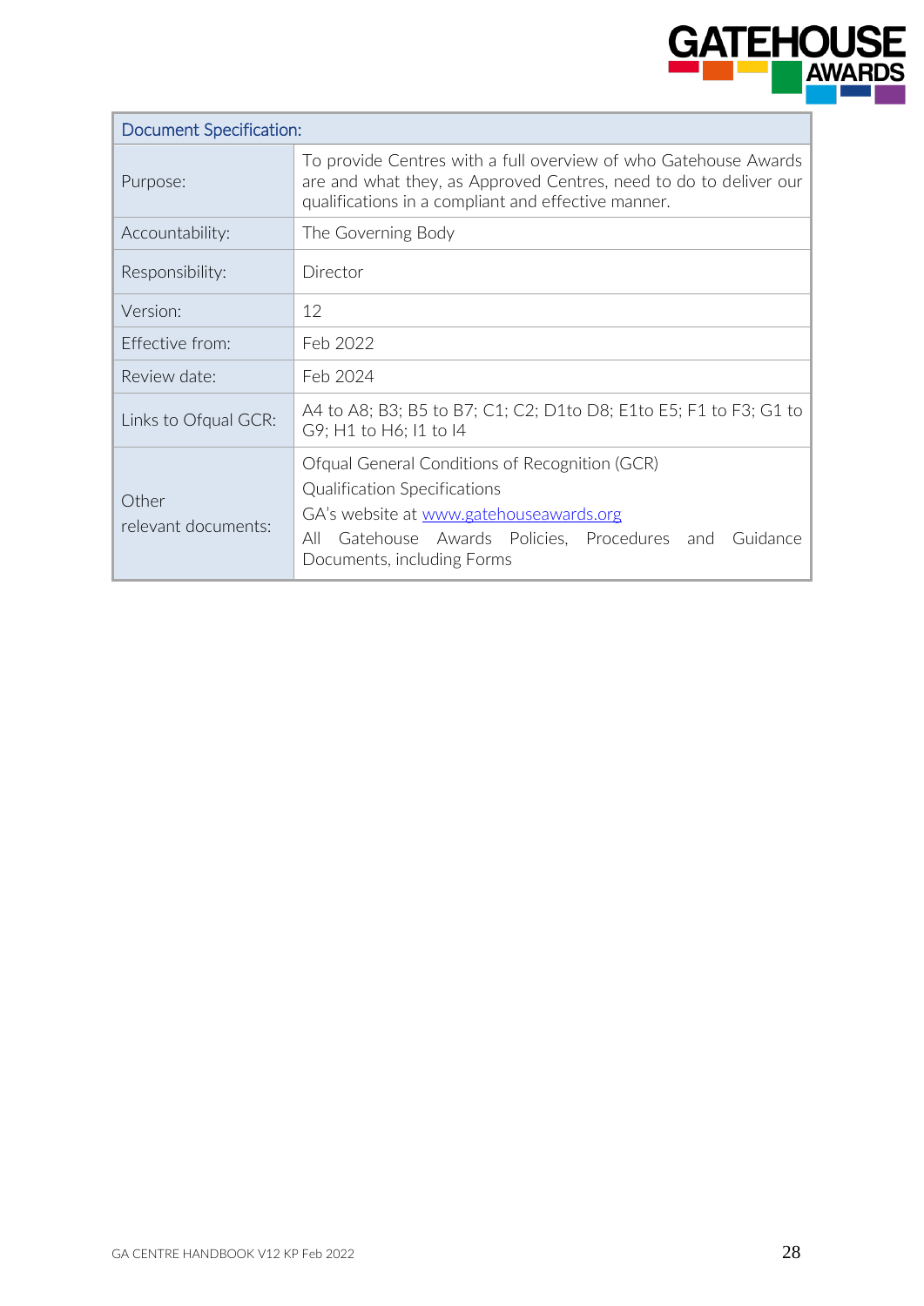| Document Specification: | |
|---|---|
| Purpose: | To provide Centres with a full overview of who Gatehouse Awards are and what they, as Approved Centres, need to do to deliver our qualifications in a compliant and effective manner. |
| Accountability: | The Governing Body |
| Responsibility: | Director |
| Version: | 12 |
| Effective from: | Feb 2022 |
| Review date: | Feb 2024 |
| Links to Ofqual GCR: | A4 to A8; B3; B5 to B7; C1; C2; D1to D8; E1to E5; F1 to F3; G1 to G9; H1 to H6; I1 to I4 |
| Other relevant documents: | Ofqual General Conditions of Recognition (GCR)<br>Qualification Specifications<br>GA's website at www.gatehouseawards.org<br>All Gatehouse Awards Policies, Procedures and Guidance Documents, including Forms |